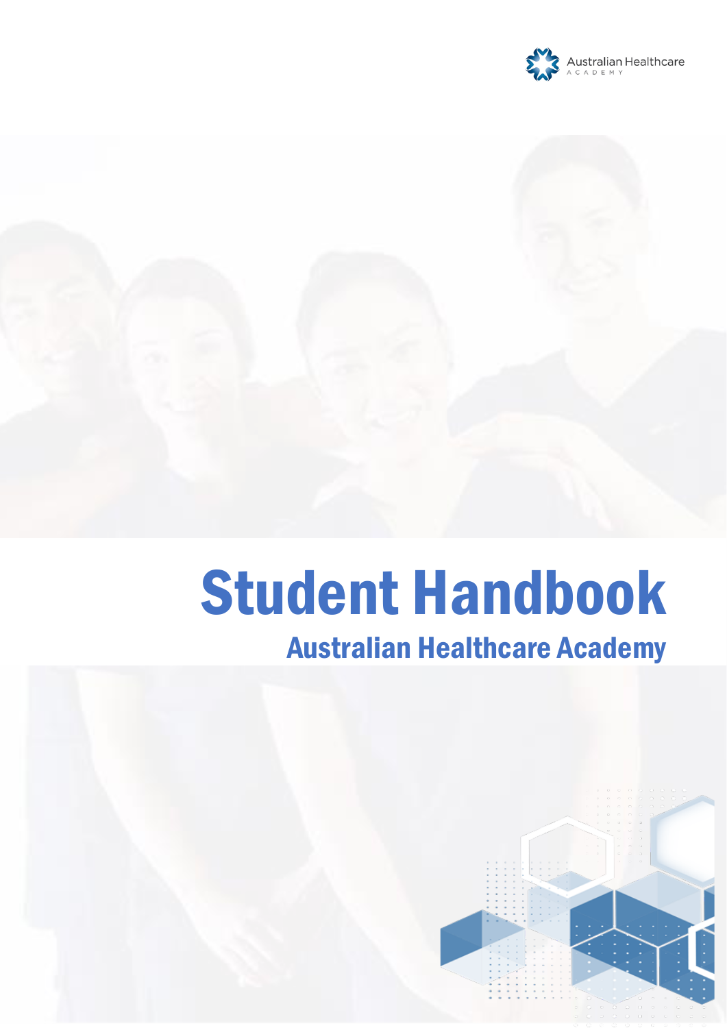Australian Healthcare
ACADEMY

# Student Handbook

## Australian Healthcare Academy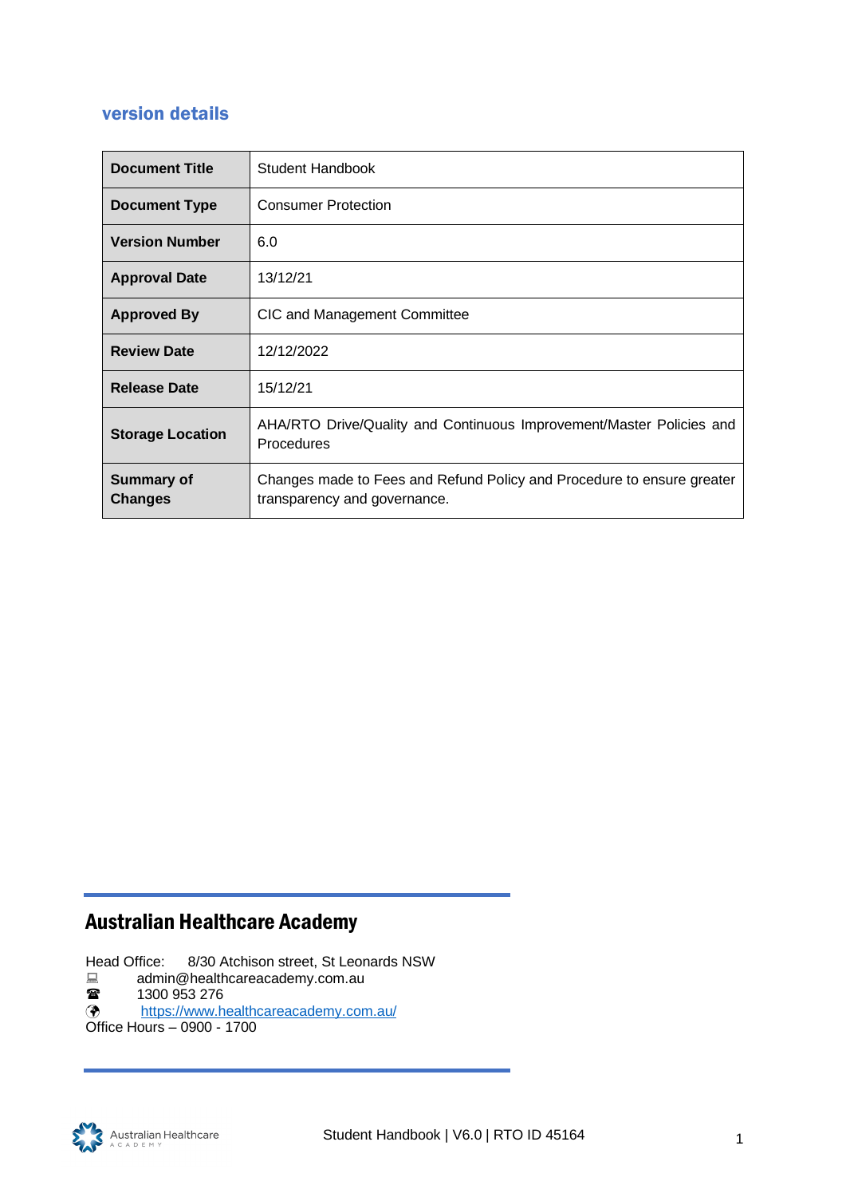## version details

| Document Title | Student Handbook |
|---|---|
| Document Type | Consumer Protection |
| Version Number | 6.0 |
| Approval Date | 13/12/21 |
| Approved By | CIC and Management Committee |
| Review Date | 12/12/2022 |
| Release Date | 15/12/21 |
| Storage Location | AHA/RTO Drive/Quality and Continuous Improvement/Master Policies and Procedures |
| Summary of Changes | Changes made to Fees and Refund Policy and Procedure to ensure greater transparency and governance. |

## Australian Healthcare Academy

Head Office: 8/30 Atchison street, St Leonards NSW

admin@healthcareacademy.com.au

1300 953 276

https://www.healthcareacademy.com.au/

Office Hours – 0900 - 1700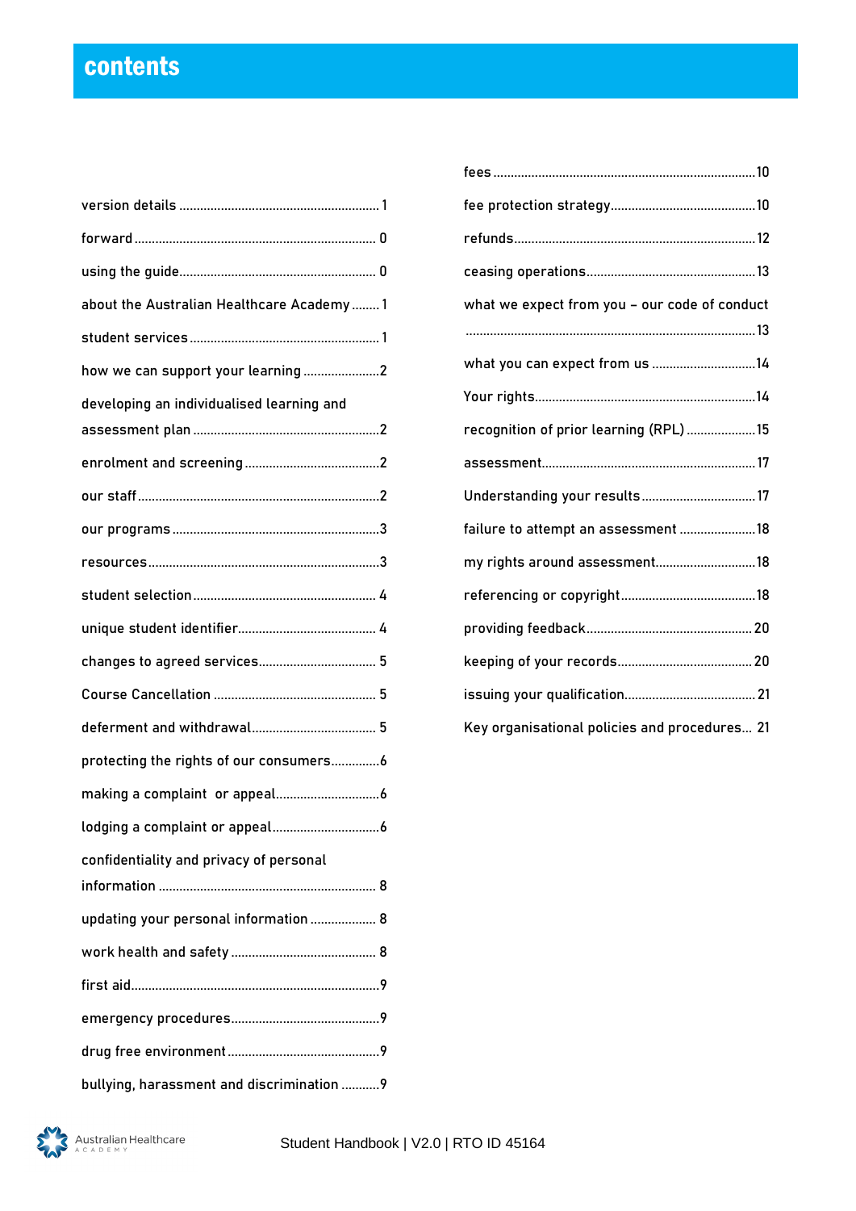# contents

| | |
|---|---|
| version details | 1 |
| forward | 0 |
| using the guide | 0 |
| about the Australian Healthcare Academy | 1 |
| student services | 1 |
| how we can support your learning | 2 |
| developing an individualised learning and assessment plan | 2 |
| enrolment and screening | 2 |
| our staff | 2 |
| our programs | 3 |
| resources | 3 |
| student selection | 4 |
| unique student identifier | 4 |
| changes to agreed services | 5 |
| Course Cancellation | 5 |
| deferment and withdrawal | 5 |
| protecting the rights of our consumers | 6 |
| making a complaint or appeal | 6 |
| lodging a complaint or appeal | 6 |
| confidentiality and privacy of personal information | 8 |
| updating your personal information | 8 |
| work health and safety | 8 |
| first aid | 9 |
| emergency procedures | 9 |
| drug free environment | 9 |
| bullying, harassment and discrimination | 9 |
| fees | 10 |
| fee protection strategy | 10 |
| refunds | 12 |
| ceasing operations | 13 |
| what we expect from you – our code of conduct | 13 |
| what you can expect from us | 14 |
| Your rights | 14 |
| recognition of prior learning (RPL) | 15 |
| assessment | 17 |
| Understanding your results | 17 |
| failure to attempt an assessment | 18 |
| my rights around assessment | 18 |
| referencing or copyright | 18 |
| providing feedback | 20 |
| keeping of your records | 20 |
| issuing your qualification | 21 |
| Key organisational policies and procedures | 21 |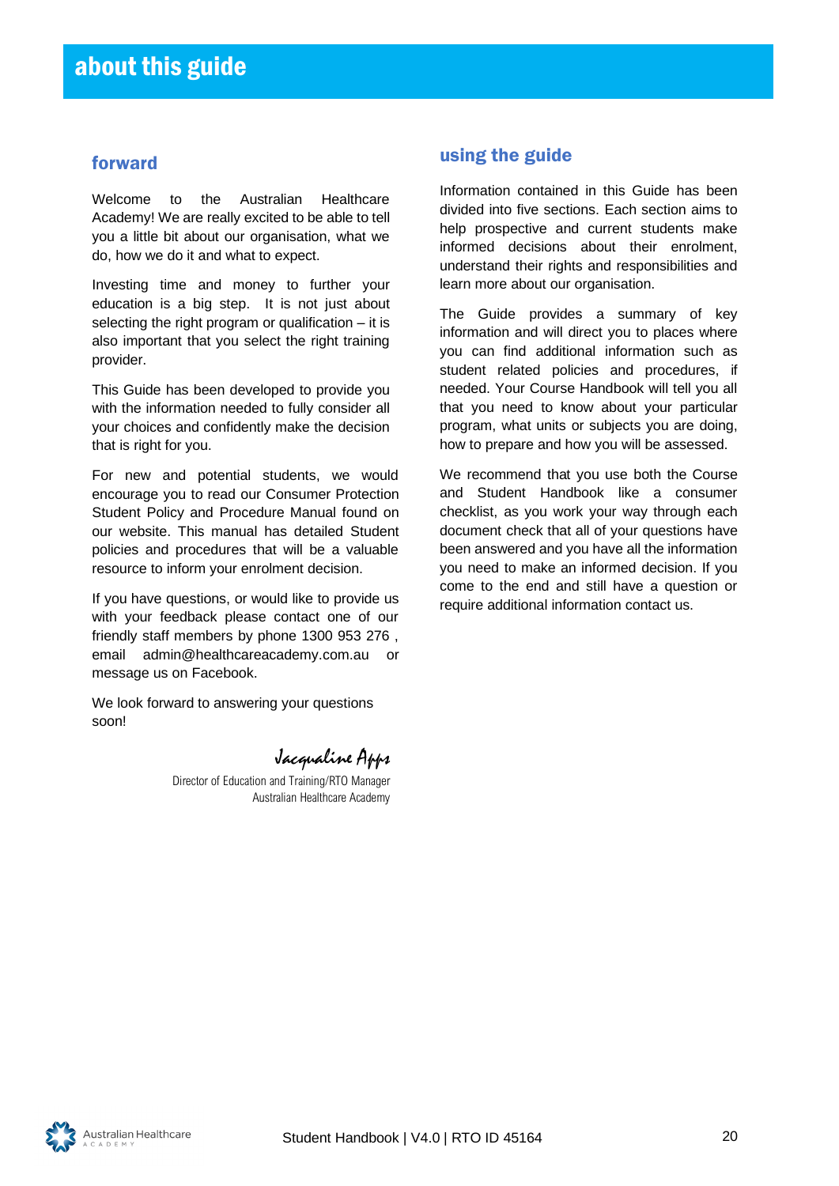# about this guide

## forward

Welcome to the Australian Healthcare Academy! We are really excited to be able to tell you a little bit about our organisation, what we do, how we do it and what to expect.

Investing time and money to further your education is a big step. It is not just about selecting the right program or qualification – it is also important that you select the right training provider.

This Guide has been developed to provide you with the information needed to fully consider all your choices and confidently make the decision that is right for you.

For new and potential students, we would encourage you to read our Consumer Protection Student Policy and Procedure Manual found on our website. This manual has detailed Student policies and procedures that will be a valuable resource to inform your enrolment decision.

If you have questions, or would like to provide us with your feedback please contact one of our friendly staff members by phone 1300 953 276 , email admin@healthcareacademy.com.au or message us on Facebook.

We look forward to answering your questions soon!

Jacqualine Apps
Director of Education and Training/RTO Manager
Australian Healthcare Academy

## using the guide

Information contained in this Guide has been divided into five sections. Each section aims to help prospective and current students make informed decisions about their enrolment, understand their rights and responsibilities and learn more about our organisation.

The Guide provides a summary of key information and will direct you to places where you can find additional information such as student related policies and procedures, if needed. Your Course Handbook will tell you all that you need to know about your particular program, what units or subjects you are doing, how to prepare and how you will be assessed.

We recommend that you use both the Course and Student Handbook like a consumer checklist, as you work your way through each document check that all of your questions have been answered and you have all the information you need to make an informed decision. If you come to the end and still have a question or require additional information contact us.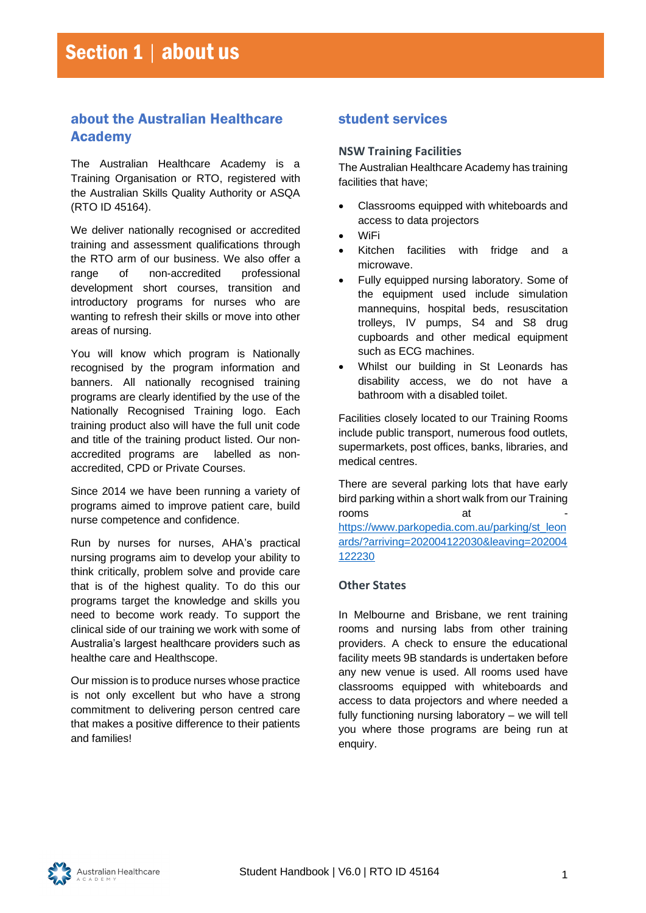# Section 1 | about us

## about the Australian Healthcare Academy

The Australian Healthcare Academy is a Training Organisation or RTO, registered with the Australian Skills Quality Authority or ASQA (RTO ID 45164).

We deliver nationally recognised or accredited training and assessment qualifications through the RTO arm of our business. We also offer a range of non-accredited professional development short courses, transition and introductory programs for nurses who are wanting to refresh their skills or move into other areas of nursing.

You will know which program is Nationally recognised by the program information and banners. All nationally recognised training programs are clearly identified by the use of the Nationally Recognised Training logo. Each training product also will have the full unit code and title of the training product listed. Our non-accredited programs are labelled as non-accredited, CPD or Private Courses.

Since 2014 we have been running a variety of programs aimed to improve patient care, build nurse competence and confidence.

Run by nurses for nurses, AHA's practical nursing programs aim to develop your ability to think critically, problem solve and provide care that is of the highest quality. To do this our programs target the knowledge and skills you need to become work ready. To support the clinical side of our training we work with some of Australia's largest healthcare providers such as healthe care and Healthscope.

Our mission is to produce nurses whose practice is not only excellent but who have a strong commitment to delivering person centred care that makes a positive difference to their patients and families!

## student services

### NSW Training Facilities

The Australian Healthcare Academy has training facilities that have;

- Classrooms equipped with whiteboards and access to data projectors
- WiFi
- Kitchen facilities with fridge and a microwave.
- Fully equipped nursing laboratory. Some of the equipment used include simulation mannequins, hospital beds, resuscitation trolleys, IV pumps, S4 and S8 drug cupboards and other medical equipment such as ECG machines.
- Whilst our building in St Leonards has disability access, we do not have a bathroom with a disabled toilet.

Facilities closely located to our Training Rooms include public transport, numerous food outlets, supermarkets, post offices, banks, libraries, and medical centres.

There are several parking lots that have early bird parking within a short walk from our Training rooms at - https://www.parkopedia.com.au/parking/st_leonards/?arriving=202004122030&leaving=202004122230

### Other States

In Melbourne and Brisbane, we rent training rooms and nursing labs from other training providers. A check to ensure the educational facility meets 9B standards is undertaken before any new venue is used. All rooms used have classrooms equipped with whiteboards and access to data projectors and where needed a fully functioning nursing laboratory – we will tell you where those programs are being run at enquiry.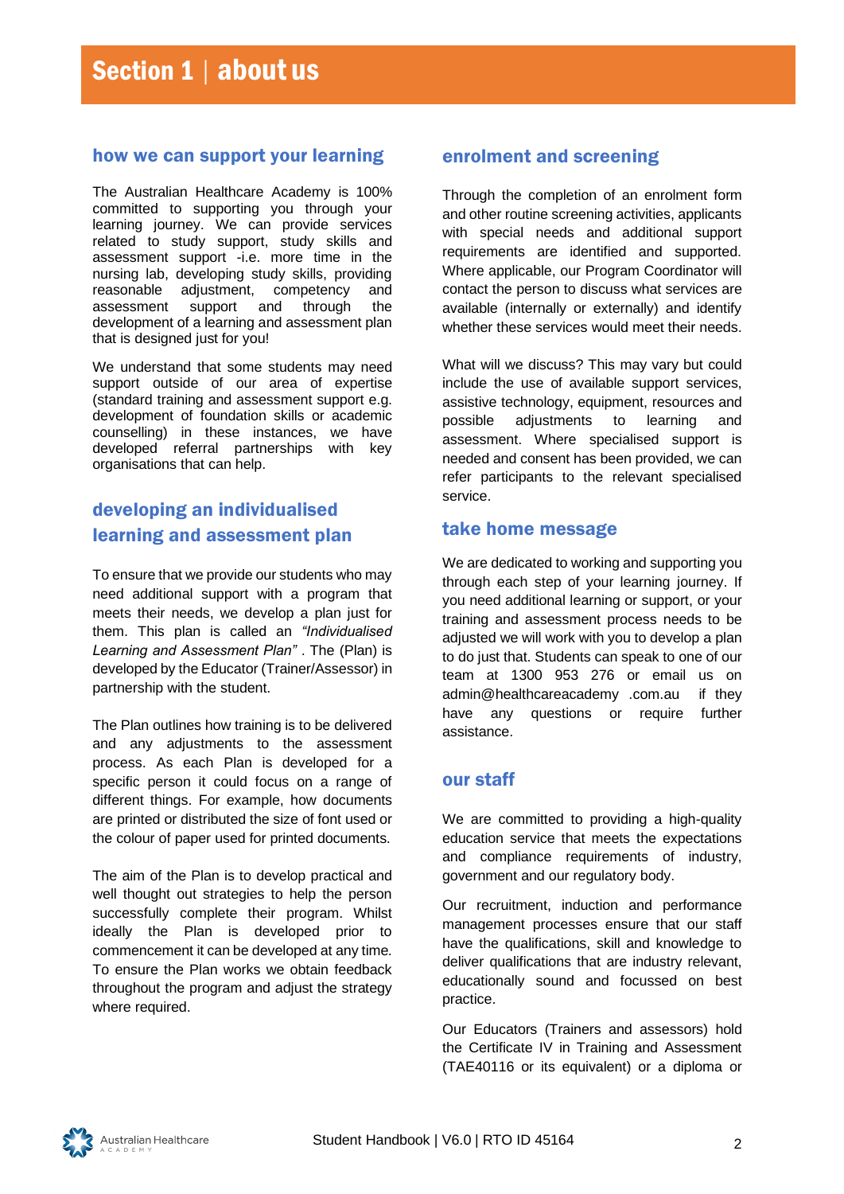# Section 1 | about us

## how we can support your learning

The Australian Healthcare Academy is 100% committed to supporting you through your learning journey. We can provide services related to study support, study skills and assessment support -i.e. more time in the nursing lab, developing study skills, providing reasonable adjustment, competency and assessment support and through the development of a learning and assessment plan that is designed just for you!

We understand that some students may need support outside of our area of expertise (standard training and assessment support e.g. development of foundation skills or academic counselling) in these instances, we have developed referral partnerships with key organisations that can help.

## developing an individualised learning and assessment plan

To ensure that we provide our students who may need additional support with a program that meets their needs, we develop a plan just for them. This plan is called an *"Individualised Learning and Assessment Plan"* . The (Plan) is developed by the Educator (Trainer/Assessor) in partnership with the student.

The Plan outlines how training is to be delivered and any adjustments to the assessment process. As each Plan is developed for a specific person it could focus on a range of different things. For example, how documents are printed or distributed the size of font used or the colour of paper used for printed documents.

The aim of the Plan is to develop practical and well thought out strategies to help the person successfully complete their program. Whilst ideally the Plan is developed prior to commencement it can be developed at any time. To ensure the Plan works we obtain feedback throughout the program and adjust the strategy where required.

## enrolment and screening

Through the completion of an enrolment form and other routine screening activities, applicants with special needs and additional support requirements are identified and supported. Where applicable, our Program Coordinator will contact the person to discuss what services are available (internally or externally) and identify whether these services would meet their needs.

What will we discuss? This may vary but could include the use of available support services, assistive technology, equipment, resources and possible adjustments to learning and assessment. Where specialised support is needed and consent has been provided, we can refer participants to the relevant specialised service.

## take home message

We are dedicated to working and supporting you through each step of your learning journey. If you need additional learning or support, or your training and assessment process needs to be adjusted we will work with you to develop a plan to do just that. Students can speak to one of our team at 1300 953 276 or email us on admin@healthcareacademy .com.au if they have any questions or require further assistance.

## our staff

We are committed to providing a high-quality education service that meets the expectations and compliance requirements of industry, government and our regulatory body.

Our recruitment, induction and performance management processes ensure that our staff have the qualifications, skill and knowledge to deliver qualifications that are industry relevant, educationally sound and focussed on best practice.

Our Educators (Trainers and assessors) hold the Certificate IV in Training and Assessment (TAE40116 or its equivalent) or a diploma or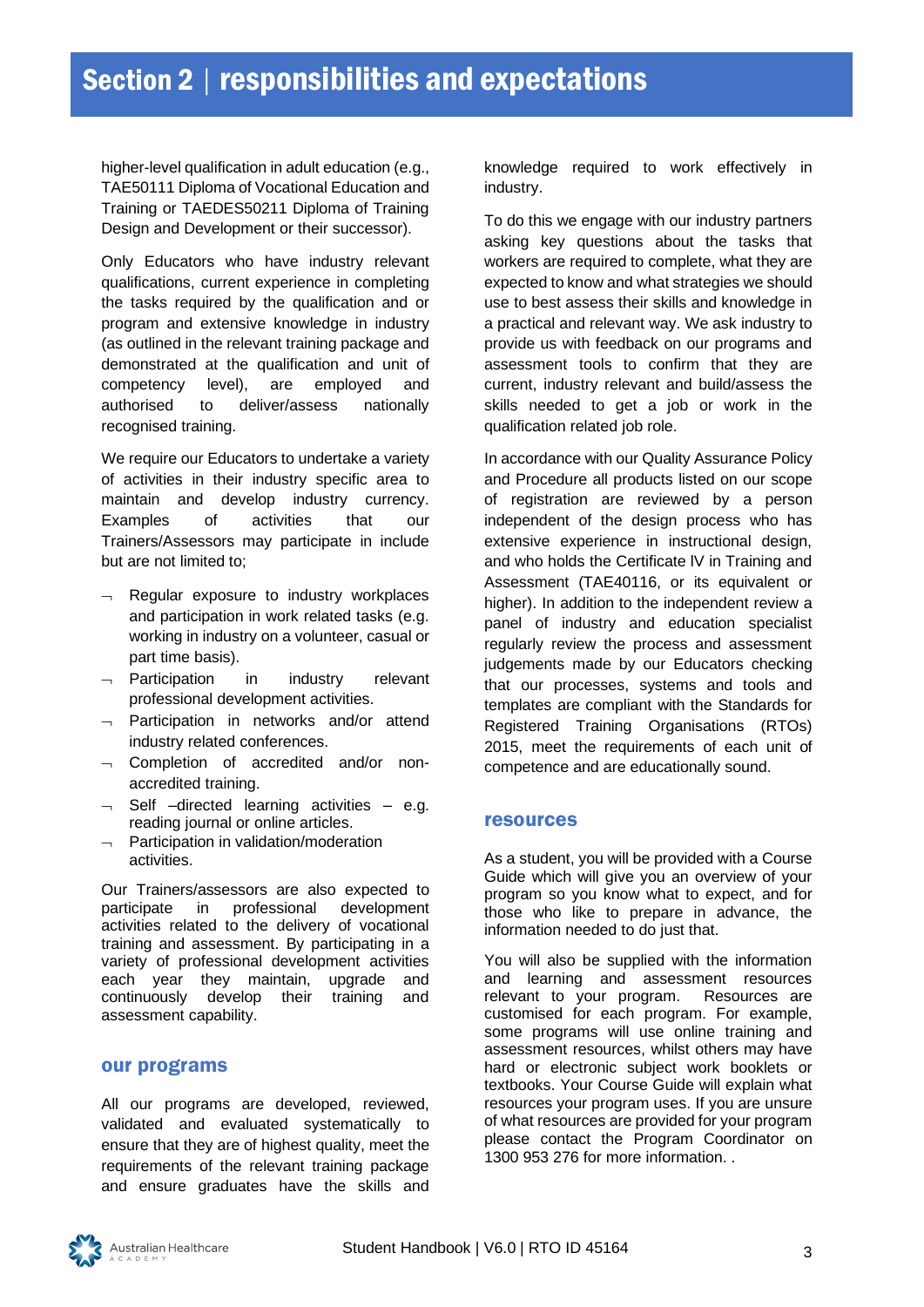# Section 2 | responsibilities and expectations

higher-level qualification in adult education (e.g., TAE50111 Diploma of Vocational Education and Training or TAEDES50211 Diploma of Training Design and Development or their successor).

Only Educators who have industry relevant qualifications, current experience in completing the tasks required by the qualification and or program and extensive knowledge in industry (as outlined in the relevant training package and demonstrated at the qualification and unit of competency level), are employed and authorised to deliver/assess nationally recognised training.

We require our Educators to undertake a variety of activities in their industry specific area to maintain and develop industry currency. Examples of activities that our Trainers/Assessors may participate in include but are not limited to;

- Regular exposure to industry workplaces and participation in work related tasks (e.g. working in industry on a volunteer, casual or part time basis).
- Participation in industry relevant professional development activities.
- Participation in networks and/or attend industry related conferences.
- Completion of accredited and/or non-accredited training.
- Self –directed learning activities – e.g. reading journal or online articles.
- Participation in validation/moderation activities.

Our Trainers/assessors are also expected to participate in professional development activities related to the delivery of vocational training and assessment. By participating in a variety of professional development activities each year they maintain, upgrade and continuously develop their training and assessment capability.

## our programs

All our programs are developed, reviewed, validated and evaluated systematically to ensure that they are of highest quality, meet the requirements of the relevant training package and ensure graduates have the skills and knowledge required to work effectively in industry.

To do this we engage with our industry partners asking key questions about the tasks that workers are required to complete, what they are expected to know and what strategies we should use to best assess their skills and knowledge in a practical and relevant way. We ask industry to provide us with feedback on our programs and assessment tools to confirm that they are current, industry relevant and build/assess the skills needed to get a job or work in the qualification related job role.

In accordance with our Quality Assurance Policy and Procedure all products listed on our scope of registration are reviewed by a person independent of the design process who has extensive experience in instructional design, and who holds the Certificate lV in Training and Assessment (TAE40116, or its equivalent or higher). In addition to the independent review a panel of industry and education specialist regularly review the process and assessment judgements made by our Educators checking that our processes, systems and tools and templates are compliant with the Standards for Registered Training Organisations (RTOs) 2015, meet the requirements of each unit of competence and are educationally sound.

## resources

As a student, you will be provided with a Course Guide which will give you an overview of your program so you know what to expect, and for those who like to prepare in advance, the information needed to do just that.

You will also be supplied with the information and learning and assessment resources relevant to your program. Resources are customised for each program. For example, some programs will use online training and assessment resources, whilst others may have hard or electronic subject work booklets or textbooks. Your Course Guide will explain what resources your program uses. If you are unsure of what resources are provided for your program please contact the Program Coordinator on 1300 953 276 for more information. .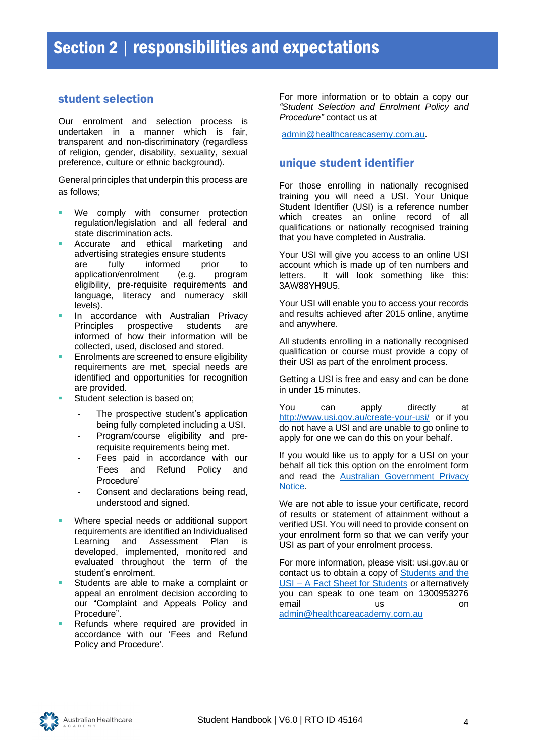# Section 2 | responsibilities and expectations

## student selection

Our enrolment and selection process is undertaken in a manner which is fair, transparent and non-discriminatory (regardless of religion, gender, disability, sexuality, sexual preference, culture or ethnic background).

General principles that underpin this process are as follows;

- We comply with consumer protection regulation/legislation and all federal and state discrimination acts.
- Accurate and ethical marketing and advertising strategies ensure students are fully informed prior to application/enrolment (e.g. program eligibility, pre-requisite requirements and language, literacy and numeracy skill levels).
- In accordance with Australian Privacy Principles prospective students are informed of how their information will be collected, used, disclosed and stored.
- Enrolments are screened to ensure eligibility requirements are met, special needs are identified and opportunities for recognition are provided.
- Student selection is based on;
  - The prospective student's application being fully completed including a USI.
  - Program/course eligibility and pre-requisite requirements being met.
  - Fees paid in accordance with our 'Fees and Refund Policy and Procedure'
  - Consent and declarations being read, understood and signed.
- Where special needs or additional support requirements are identified an Individualised Learning and Assessment Plan is developed, implemented, monitored and evaluated throughout the term of the student's enrolment.
- Students are able to make a complaint or appeal an enrolment decision according to our "Complaint and Appeals Policy and Procedure".
- Refunds where required are provided in accordance with our 'Fees and Refund Policy and Procedure'.

For more information or to obtain a copy our *"Student Selection and Enrolment Policy and Procedure"* contact us at

admin@healthcareacasemy.com.au.

## unique student identifier

For those enrolling in nationally recognised training you will need a USI. Your Unique Student Identifier (USI) is a reference number which creates an online record of all qualifications or nationally recognised training that you have completed in Australia.

Your USI will give you access to an online USI account which is made up of ten numbers and letters. It will look something like this: 3AW88YH9U5.

Your USI will enable you to access your records and results achieved after 2015 online, anytime and anywhere.

All students enrolling in a nationally recognised qualification or course must provide a copy of their USI as part of the enrolment process.

Getting a USI is free and easy and can be done in under 15 minutes.

You can apply directly at http://www.usi.gov.au/create-your-usi/ or if you do not have a USI and are unable to go online to apply for one we can do this on your behalf.

If you would like us to apply for a USI on your behalf all tick this option on the enrolment form and read the Australian Government Privacy Notice.

We are not able to issue your certificate, record of results or statement of attainment without a verified USI. You will need to provide consent on your enrolment form so that we can verify your USI as part of your enrolment process.

For more information, please visit: usi.gov.au or contact us to obtain a copy of Students and the USI – A Fact Sheet for Students or alternatively you can speak to one team on 1300953276 email us on admin@healthcareacademy.com.au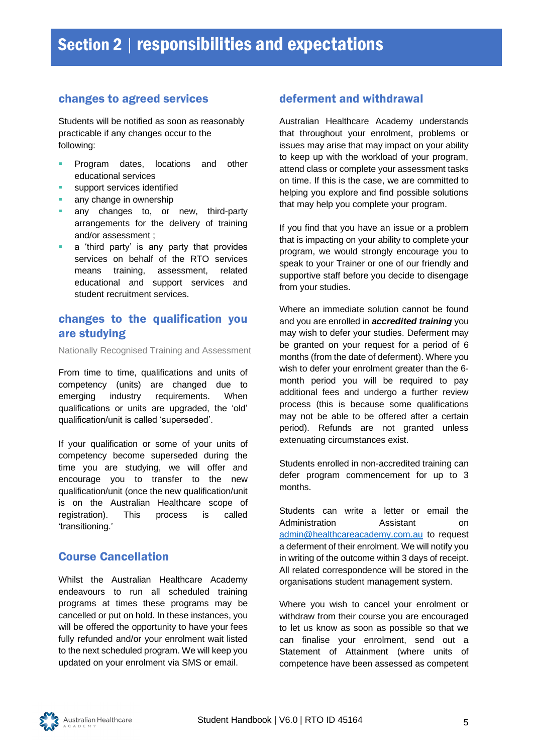# Section 2 | responsibilities and expectations

## changes to agreed services

Students will be notified as soon as reasonably practicable if any changes occur to the following:

- Program dates, locations and other educational services
- support services identified
- any change in ownership
- any changes to, or new, third-party arrangements for the delivery of training and/or assessment ;
- a 'third party' is any party that provides services on behalf of the RTO services means training, assessment, related educational and support services and student recruitment services.

## changes to the qualification you are studying

Nationally Recognised Training and Assessment

From time to time, qualifications and units of competency (units) are changed due to emerging industry requirements. When qualifications or units are upgraded, the 'old' qualification/unit is called 'superseded'.

If your qualification or some of your units of competency become superseded during the time you are studying, we will offer and encourage you to transfer to the new qualification/unit (once the new qualification/unit is on the Australian Healthcare scope of registration). This process is called 'transitioning.'

## Course Cancellation

Whilst the Australian Healthcare Academy endeavours to run all scheduled training programs at times these programs may be cancelled or put on hold. In these instances, you will be offered the opportunity to have your fees fully refunded and/or your enrolment wait listed to the next scheduled program. We will keep you updated on your enrolment via SMS or email.

## deferment and withdrawal

Australian Healthcare Academy understands that throughout your enrolment, problems or issues may arise that may impact on your ability to keep up with the workload of your program, attend class or complete your assessment tasks on time. If this is the case, we are committed to helping you explore and find possible solutions that may help you complete your program.

If you find that you have an issue or a problem that is impacting on your ability to complete your program, we would strongly encourage you to speak to your Trainer or one of our friendly and supportive staff before you decide to disengage from your studies.

Where an immediate solution cannot be found and you are enrolled in ***accredited training*** you may wish to defer your studies. Deferment may be granted on your request for a period of 6 months (from the date of deferment). Where you wish to defer your enrolment greater than the 6-month period you will be required to pay additional fees and undergo a further review process (this is because some qualifications may not be able to be offered after a certain period). Refunds are not granted unless extenuating circumstances exist.

Students enrolled in non-accredited training can defer program commencement for up to 3 months.

Students can write a letter or email the Administration Assistant on admin@healthcareacademy.com.au to request a deferment of their enrolment. We will notify you in writing of the outcome within 3 days of receipt. All related correspondence will be stored in the organisations student management system.

Where you wish to cancel your enrolment or withdraw from their course you are encouraged to let us know as soon as possible so that we can finalise your enrolment, send out a Statement of Attainment (where units of competence have been assessed as competent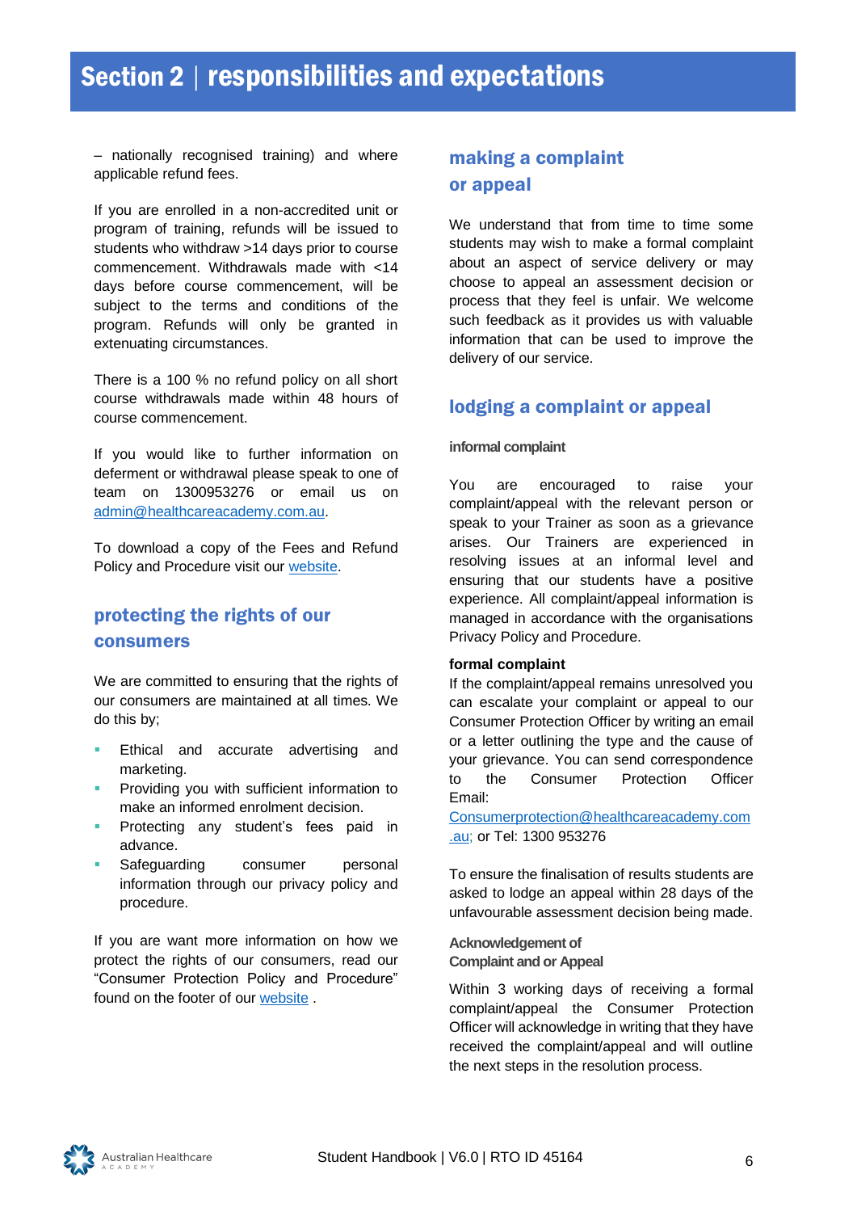# Section 2 | responsibilities and expectations

– nationally recognised training) and where applicable refund fees.

If you are enrolled in a non-accredited unit or program of training, refunds will be issued to students who withdraw >14 days prior to course commencement. Withdrawals made with <14 days before course commencement, will be subject to the terms and conditions of the program. Refunds will only be granted in extenuating circumstances.

There is a 100 % no refund policy on all short course withdrawals made within 48 hours of course commencement.

If you would like to further information on deferment or withdrawal please speak to one of team on 1300953276 or email us on admin@healthcareacademy.com.au.

To download a copy of the Fees and Refund Policy and Procedure visit our website.

## protecting the rights of our consumers

We are committed to ensuring that the rights of our consumers are maintained at all times. We do this by;

- Ethical and accurate advertising and marketing.
- Providing you with sufficient information to make an informed enrolment decision.
- Protecting any student's fees paid in advance.
- Safeguarding consumer personal information through our privacy policy and procedure.

If you are want more information on how we protect the rights of our consumers, read our "Consumer Protection Policy and Procedure" found on the footer of our website .

## making a complaint or appeal

We understand that from time to time some students may wish to make a formal complaint about an aspect of service delivery or may choose to appeal an assessment decision or process that they feel is unfair. We welcome such feedback as it provides us with valuable information that can be used to improve the delivery of our service.

## lodging a complaint or appeal

### informal complaint

You are encouraged to raise your complaint/appeal with the relevant person or speak to your Trainer as soon as a grievance arises. Our Trainers are experienced in resolving issues at an informal level and ensuring that our students have a positive experience. All complaint/appeal information is managed in accordance with the organisations Privacy Policy and Procedure.

### formal complaint

If the complaint/appeal remains unresolved you can escalate your complaint or appeal to our Consumer Protection Officer by writing an email or a letter outlining the type and the cause of your grievance. You can send correspondence to the Consumer Protection Officer Email: Consumerprotection@healthcareacademy.com.au; or Tel: 1300 953276

To ensure the finalisation of results students are asked to lodge an appeal within 28 days of the unfavourable assessment decision being made.

### Acknowledgement of Complaint and or Appeal

Within 3 working days of receiving a formal complaint/appeal the Consumer Protection Officer will acknowledge in writing that they have received the complaint/appeal and will outline the next steps in the resolution process.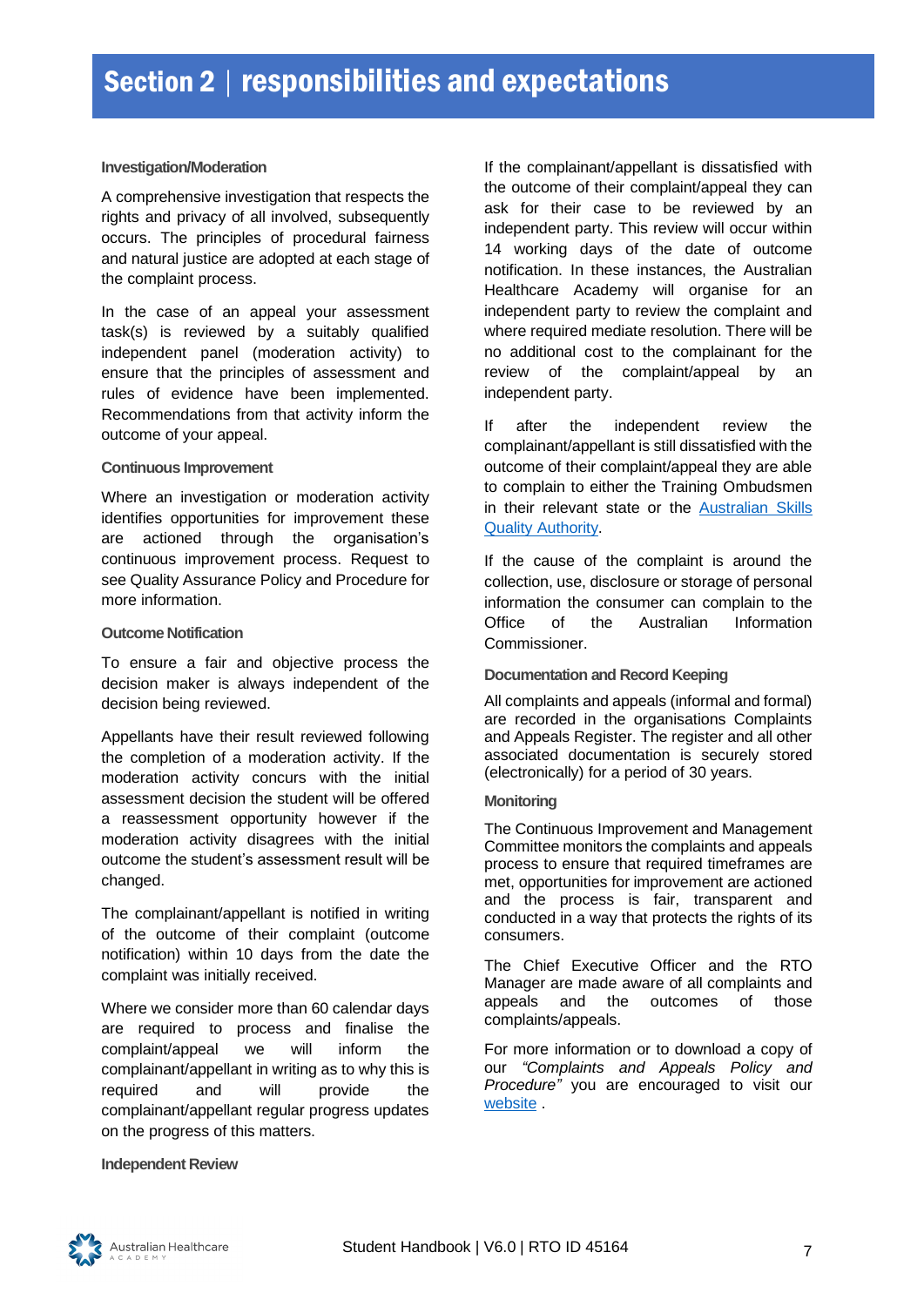# Section 2 | responsibilities and expectations

### Investigation/Moderation

A comprehensive investigation that respects the rights and privacy of all involved, subsequently occurs. The principles of procedural fairness and natural justice are adopted at each stage of the complaint process.

In the case of an appeal your assessment task(s) is reviewed by a suitably qualified independent panel (moderation activity) to ensure that the principles of assessment and rules of evidence have been implemented. Recommendations from that activity inform the outcome of your appeal.

### Continuous Improvement

Where an investigation or moderation activity identifies opportunities for improvement these are actioned through the organisation's continuous improvement process. Request to see Quality Assurance Policy and Procedure for more information.

### Outcome Notification

To ensure a fair and objective process the decision maker is always independent of the decision being reviewed.

Appellants have their result reviewed following the completion of a moderation activity. If the moderation activity concurs with the initial assessment decision the student will be offered a reassessment opportunity however if the moderation activity disagrees with the initial outcome the student's assessment result will be changed.

The complainant/appellant is notified in writing of the outcome of their complaint (outcome notification) within 10 days from the date the complaint was initially received.

Where we consider more than 60 calendar days are required to process and finalise the complaint/appeal we will inform the complainant/appellant in writing as to why this is required and will provide the complainant/appellant regular progress updates on the progress of this matters.

### Independent Review

If the complainant/appellant is dissatisfied with the outcome of their complaint/appeal they can ask for their case to be reviewed by an independent party. This review will occur within 14 working days of the date of outcome notification. In these instances, the Australian Healthcare Academy will organise for an independent party to review the complaint and where required mediate resolution. There will be no additional cost to the complainant for the review of the complaint/appeal by an independent party.

If after the independent review the complainant/appellant is still dissatisfied with the outcome of their complaint/appeal they are able to complain to either the Training Ombudsmen in their relevant state or the Australian Skills Quality Authority.

If the cause of the complaint is around the collection, use, disclosure or storage of personal information the consumer can complain to the Office of the Australian Information Commissioner.

### Documentation and Record Keeping

All complaints and appeals (informal and formal) are recorded in the organisations Complaints and Appeals Register. The register and all other associated documentation is securely stored (electronically) for a period of 30 years.

### Monitoring

The Continuous Improvement and Management Committee monitors the complaints and appeals process to ensure that required timeframes are met, opportunities for improvement are actioned and the process is fair, transparent and conducted in a way that protects the rights of its consumers.

The Chief Executive Officer and the RTO Manager are made aware of all complaints and appeals and the outcomes of those complaints/appeals.

For more information or to download a copy of our *"Complaints and Appeals Policy and Procedure"* you are encouraged to visit our website .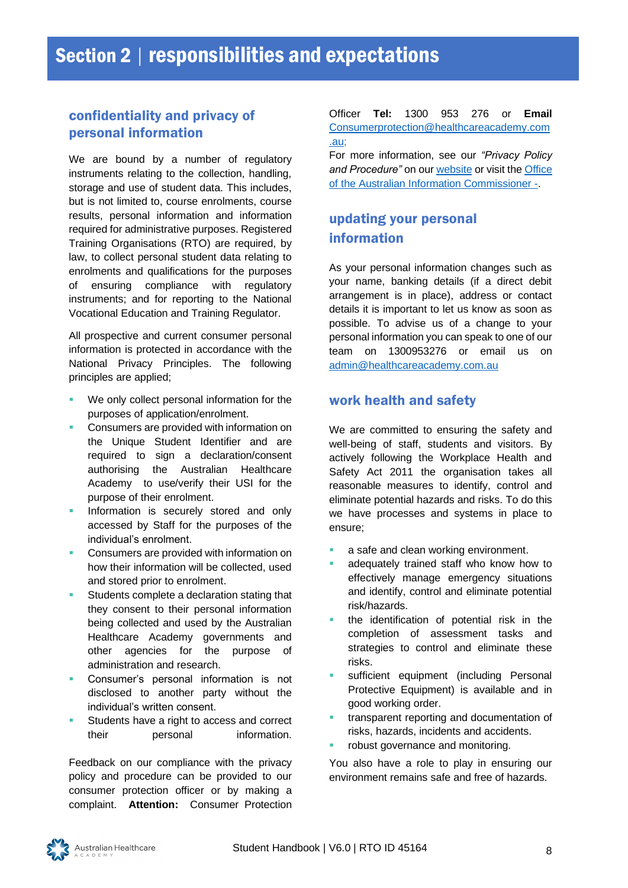# Section 2 | responsibilities and expectations

## confidentiality and privacy of personal information

We are bound by a number of regulatory instruments relating to the collection, handling, storage and use of student data. This includes, but is not limited to, course enrolments, course results, personal information and information required for administrative purposes. Registered Training Organisations (RTO) are required, by law, to collect personal student data relating to enrolments and qualifications for the purposes of ensuring compliance with regulatory instruments; and for reporting to the National Vocational Education and Training Regulator.

All prospective and current consumer personal information is protected in accordance with the National Privacy Principles. The following principles are applied;

- We only collect personal information for the purposes of application/enrolment.
- Consumers are provided with information on the Unique Student Identifier and are required to sign a declaration/consent authorising the Australian Healthcare Academy to use/verify their USI for the purpose of their enrolment.
- Information is securely stored and only accessed by Staff for the purposes of the individual's enrolment.
- Consumers are provided with information on how their information will be collected, used and stored prior to enrolment.
- Students complete a declaration stating that they consent to their personal information being collected and used by the Australian Healthcare Academy governments and other agencies for the purpose of administration and research.
- Consumer's personal information is not disclosed to another party without the individual's written consent.
- Students have a right to access and correct their personal information.

Feedback on our compliance with the privacy policy and procedure can be provided to our consumer protection officer or by making a complaint. **Attention:** Consumer Protection Officer **Tel:** 1300 953 276 or **Email** Consumerprotection@healthcareacademy.com.au;

For more information, see our *"Privacy Policy and Procedure"* on our website or visit the Office of the Australian Information Commissioner -.

## updating your personal information

As your personal information changes such as your name, banking details (if a direct debit arrangement is in place), address or contact details it is important to let us know as soon as possible. To advise us of a change to your personal information you can speak to one of our team on 1300953276 or email us on admin@healthcareacademy.com.au

## work health and safety

We are committed to ensuring the safety and well-being of staff, students and visitors. By actively following the Workplace Health and Safety Act 2011 the organisation takes all reasonable measures to identify, control and eliminate potential hazards and risks. To do this we have processes and systems in place to ensure;

- a safe and clean working environment.
- adequately trained staff who know how to effectively manage emergency situations and identify, control and eliminate potential risk/hazards.
- the identification of potential risk in the completion of assessment tasks and strategies to control and eliminate these risks.
- sufficient equipment (including Personal Protective Equipment) is available and in good working order.
- transparent reporting and documentation of risks, hazards, incidents and accidents.
- robust governance and monitoring.

You also have a role to play in ensuring our environment remains safe and free of hazards.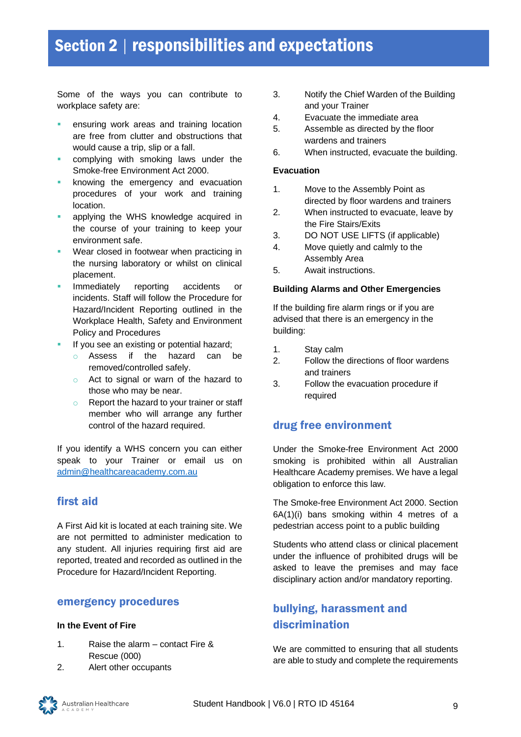# Section 2 | responsibilities and expectations

Some of the ways you can contribute to workplace safety are:

- ensuring work areas and training location are free from clutter and obstructions that would cause a trip, slip or a fall.
- complying with smoking laws under the Smoke-free Environment Act 2000.
- knowing the emergency and evacuation procedures of your work and training location.
- applying the WHS knowledge acquired in the course of your training to keep your environment safe.
- Wear closed in footwear when practicing in the nursing laboratory or whilst on clinical placement.
- Immediately reporting accidents or incidents. Staff will follow the Procedure for Hazard/Incident Reporting outlined in the Workplace Health, Safety and Environment Policy and Procedures
- If you see an existing or potential hazard;
    - Assess if the hazard can be removed/controlled safely.
    - Act to signal or warn of the hazard to those who may be near.
    - Report the hazard to your trainer or staff member who will arrange any further control of the hazard required.

If you identify a WHS concern you can either speak to your Trainer or email us on [admin@healthcareacademy.com.au](mailto:admin@healthcareacademy.com.au)

## first aid

A First Aid kit is located at each training site. We are not permitted to administer medication to any student. All injuries requiring first aid are reported, treated and recorded as outlined in the Procedure for Hazard/Incident Reporting.

## emergency procedures

**In the Event of Fire**

1. Raise the alarm – contact Fire & Rescue (000)
2. Alert other occupants
3. Notify the Chief Warden of the Building and your Trainer
4. Evacuate the immediate area
5. Assemble as directed by the floor wardens and trainers
6. When instructed, evacuate the building.

**Evacuation**

1. Move to the Assembly Point as directed by floor wardens and trainers
2. When instructed to evacuate, leave by the Fire Stairs/Exits
3. DO NOT USE LIFTS (if applicable)
4. Move quietly and calmly to the Assembly Area
5. Await instructions.

**Building Alarms and Other Emergencies**

If the building fire alarm rings or if you are advised that there is an emergency in the building:

1. Stay calm
2. Follow the directions of floor wardens and trainers
3. Follow the evacuation procedure if required

## drug free environment

Under the Smoke-free Environment Act 2000 smoking is prohibited within all Australian Healthcare Academy premises. We have a legal obligation to enforce this law.

The Smoke-free Environment Act 2000. Section 6A(1)(i) bans smoking within 4 metres of a pedestrian access point to a public building

Students who attend class or clinical placement under the influence of prohibited drugs will be asked to leave the premises and may face disciplinary action and/or mandatory reporting.

## bullying, harassment and discrimination

We are committed to ensuring that all students are able to study and complete the requirements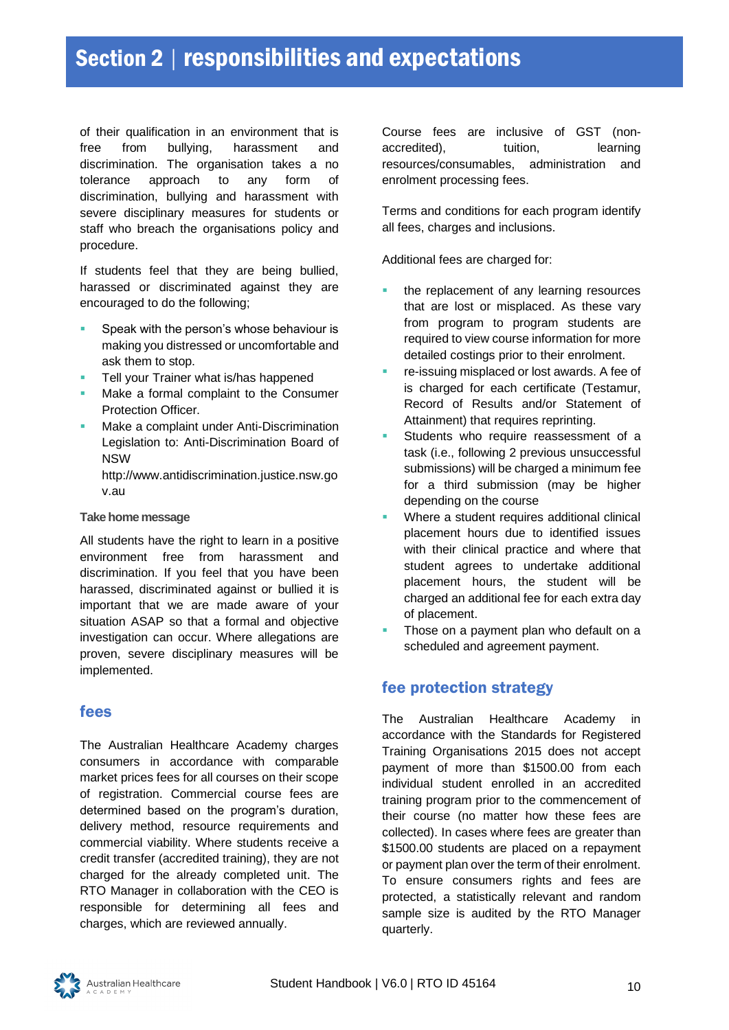of their qualification in an environment that is free from bullying, harassment and discrimination. The organisation takes a no tolerance approach to any form of discrimination, bullying and harassment with severe disciplinary measures for students or staff who breach the organisations policy and procedure.

If students feel that they are being bullied, harassed or discriminated against they are encouraged to do the following;

- Speak with the person's whose behaviour is making you distressed or uncomfortable and ask them to stop.
- Tell your Trainer what is/has happened
- Make a formal complaint to the Consumer Protection Officer.
- Make a complaint under Anti-Discrimination Legislation to: Anti-Discrimination Board of NSW http://www.antidiscrimination.justice.nsw.gov.au

**Take home message**

All students have the right to learn in a positive environment free from harassment and discrimination. If you feel that you have been harassed, discriminated against or bullied it is important that we are made aware of your situation ASAP so that a formal and objective investigation can occur. Where allegations are proven, severe disciplinary measures will be implemented.

## fees

The Australian Healthcare Academy charges consumers in accordance with comparable market prices fees for all courses on their scope of registration. Commercial course fees are determined based on the program's duration, delivery method, resource requirements and commercial viability. Where students receive a credit transfer (accredited training), they are not charged for the already completed unit. The RTO Manager in collaboration with the CEO is responsible for determining all fees and charges, which are reviewed annually.

Course fees are inclusive of GST (non-accredited), tuition, learning resources/consumables, administration and enrolment processing fees.

Terms and conditions for each program identify all fees, charges and inclusions.

Additional fees are charged for:

- the replacement of any learning resources that are lost or misplaced. As these vary from program to program students are required to view course information for more detailed costings prior to their enrolment.
- re-issuing misplaced or lost awards. A fee of is charged for each certificate (Testamur, Record of Results and/or Statement of Attainment) that requires reprinting.
- Students who require reassessment of a task (i.e., following 2 previous unsuccessful submissions) will be charged a minimum fee for a third submission (may be higher depending on the course
- Where a student requires additional clinical placement hours due to identified issues with their clinical practice and where that student agrees to undertake additional placement hours, the student will be charged an additional fee for each extra day of placement.
- Those on a payment plan who default on a scheduled and agreement payment.

## fee protection strategy

The Australian Healthcare Academy in accordance with the Standards for Registered Training Organisations 2015 does not accept payment of more than $1500.00 from each individual student enrolled in an accredited training program prior to the commencement of their course (no matter how these fees are collected). In cases where fees are greater than $1500.00 students are placed on a repayment or payment plan over the term of their enrolment. To ensure consumers rights and fees are protected, a statistically relevant and random sample size is audited by the RTO Manager quarterly.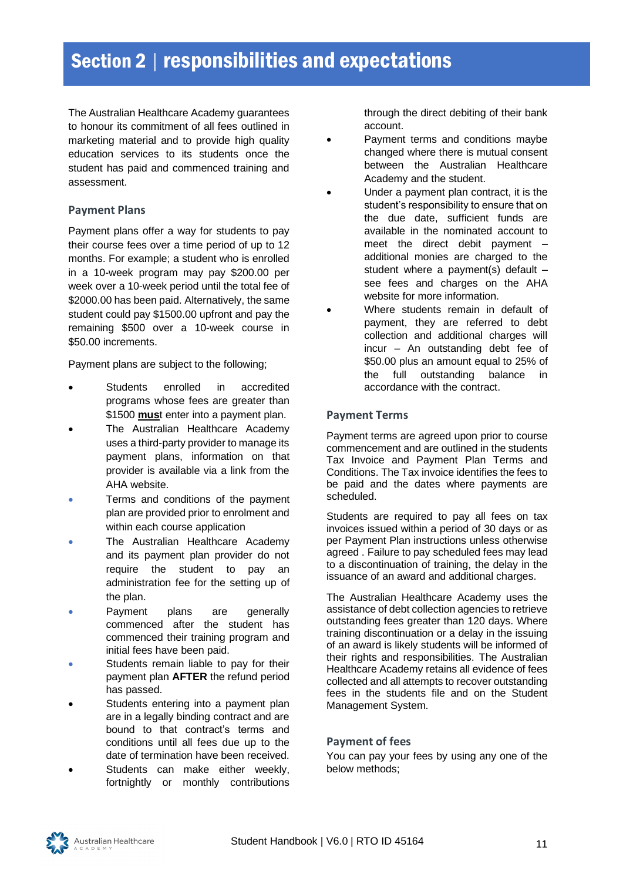# Section 2 | responsibilities and expectations

The Australian Healthcare Academy guarantees to honour its commitment of all fees outlined in marketing material and to provide high quality education services to its students once the student has paid and commenced training and assessment.

## Payment Plans

Payment plans offer a way for students to pay their course fees over a time period of up to 12 months. For example; a student who is enrolled in a 10-week program may pay $200.00 per week over a 10-week period until the total fee of $2000.00 has been paid. Alternatively, the same student could pay $1500.00 upfront and pay the remaining $500 over a 10-week course in $50.00 increments.

Payment plans are subject to the following;

- Students enrolled in accredited programs whose fees are greater than $1500 **mus**t enter into a payment plan.
- The Australian Healthcare Academy uses a third-party provider to manage its payment plans, information on that provider is available via a link from the AHA website.
- Terms and conditions of the payment plan are provided prior to enrolment and within each course application
- The Australian Healthcare Academy and its payment plan provider do not require the student to pay an administration fee for the setting up of the plan.
- Payment plans are generally commenced after the student has commenced their training program and initial fees have been paid.
- Students remain liable to pay for their payment plan **AFTER** the refund period has passed.
- Students entering into a payment plan are in a legally binding contract and are bound to that contract's terms and conditions until all fees due up to the date of termination have been received.
- Students can make either weekly, fortnightly or monthly contributions through the direct debiting of their bank account.
- Payment terms and conditions maybe changed where there is mutual consent between the Australian Healthcare Academy and the student.
- Under a payment plan contract, it is the student's responsibility to ensure that on the due date, sufficient funds are available in the nominated account to meet the direct debit payment – additional monies are charged to the student where a payment(s) default – see fees and charges on the AHA website for more information.
- Where students remain in default of payment, they are referred to debt collection and additional charges will incur – An outstanding debt fee of $50.00 plus an amount equal to 25% of the full outstanding balance in accordance with the contract.

## Payment Terms

Payment terms are agreed upon prior to course commencement and are outlined in the students Tax Invoice and Payment Plan Terms and Conditions. The Tax invoice identifies the fees to be paid and the dates where payments are scheduled.

Students are required to pay all fees on tax invoices issued within a period of 30 days or as per Payment Plan instructions unless otherwise agreed . Failure to pay scheduled fees may lead to a discontinuation of training, the delay in the issuance of an award and additional charges.

The Australian Healthcare Academy uses the assistance of debt collection agencies to retrieve outstanding fees greater than 120 days. Where training discontinuation or a delay in the issuing of an award is likely students will be informed of their rights and responsibilities. The Australian Healthcare Academy retains all evidence of fees collected and all attempts to recover outstanding fees in the students file and on the Student Management System.

## Payment of fees

You can pay your fees by using any one of the below methods;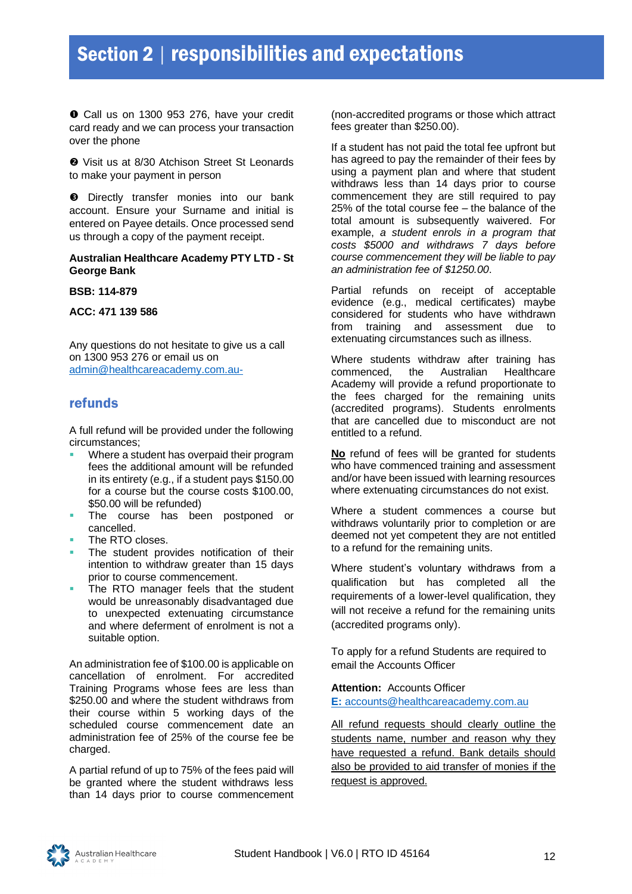# Section 2 | responsibilities and expectations

❶ Call us on 1300 953 276, have your credit card ready and we can process your transaction over the phone

❷ Visit us at 8/30 Atchison Street St Leonards to make your payment in person

❸ Directly transfer monies into our bank account. Ensure your Surname and initial is entered on Payee details. Once processed send us through a copy of the payment receipt.

**Australian Healthcare Academy PTY LTD - St George Bank**

**BSB: 114-879**

**ACC: 471 139 586**

Any questions do not hesitate to give us a call on 1300 953 276 or email us on admin@healthcareacademy.com.au-

## refunds

A full refund will be provided under the following circumstances;

- Where a student has overpaid their program fees the additional amount will be refunded in its entirety (e.g., if a student pays $150.00 for a course but the course costs $100.00, $50.00 will be refunded)
- The course has been postponed or cancelled.
- The RTO closes.
- The student provides notification of their intention to withdraw greater than 15 days prior to course commencement.
- The RTO manager feels that the student would be unreasonably disadvantaged due to unexpected extenuating circumstance and where deferment of enrolment is not a suitable option.

An administration fee of $100.00 is applicable on cancellation of enrolment. For accredited Training Programs whose fees are less than $250.00 and where the student withdraws from their course within 5 working days of the scheduled course commencement date an administration fee of 25% of the course fee be charged.

A partial refund of up to 75% of the fees paid will be granted where the student withdraws less than 14 days prior to course commencement (non-accredited programs or those which attract fees greater than $250.00).

If a student has not paid the total fee upfront but has agreed to pay the remainder of their fees by using a payment plan and where that student withdraws less than 14 days prior to course commencement they are still required to pay 25% of the total course fee – the balance of the total amount is subsequently waived. For example, *a student enrols in a program that costs $5000 and withdraws 7 days before course commencement they will be liable to pay an administration fee of $1250.00*.

Partial refunds on receipt of acceptable evidence (e.g., medical certificates) maybe considered for students who have withdrawn from training and assessment due to extenuating circumstances such as illness.

Where students withdraw after training has commenced, the Australian Healthcare Academy will provide a refund proportionate to the fees charged for the remaining units (accredited programs). Students enrolments that are cancelled due to misconduct are not entitled to a refund.

**<u>No</u>** refund of fees will be granted for students who have commenced training and assessment and/or have been issued with learning resources where extenuating circumstances do not exist.

Where a student commences a course but withdraws voluntarily prior to completion or are deemed not yet competent they are not entitled to a refund for the remaining units.

Where student's voluntary withdraws from a qualification but has completed all the requirements of a lower-level qualification, they will not receive a refund for the remaining units (accredited programs only).

To apply for a refund Students are required to email the Accounts Officer

**Attention:** Accounts Officer
**E:** accounts@healthcareacademy.com.au

<u>All refund requests should clearly outline the students name, number and reason why they have requested a refund. Bank details should also be provided to aid transfer of monies if the request is approved.</u>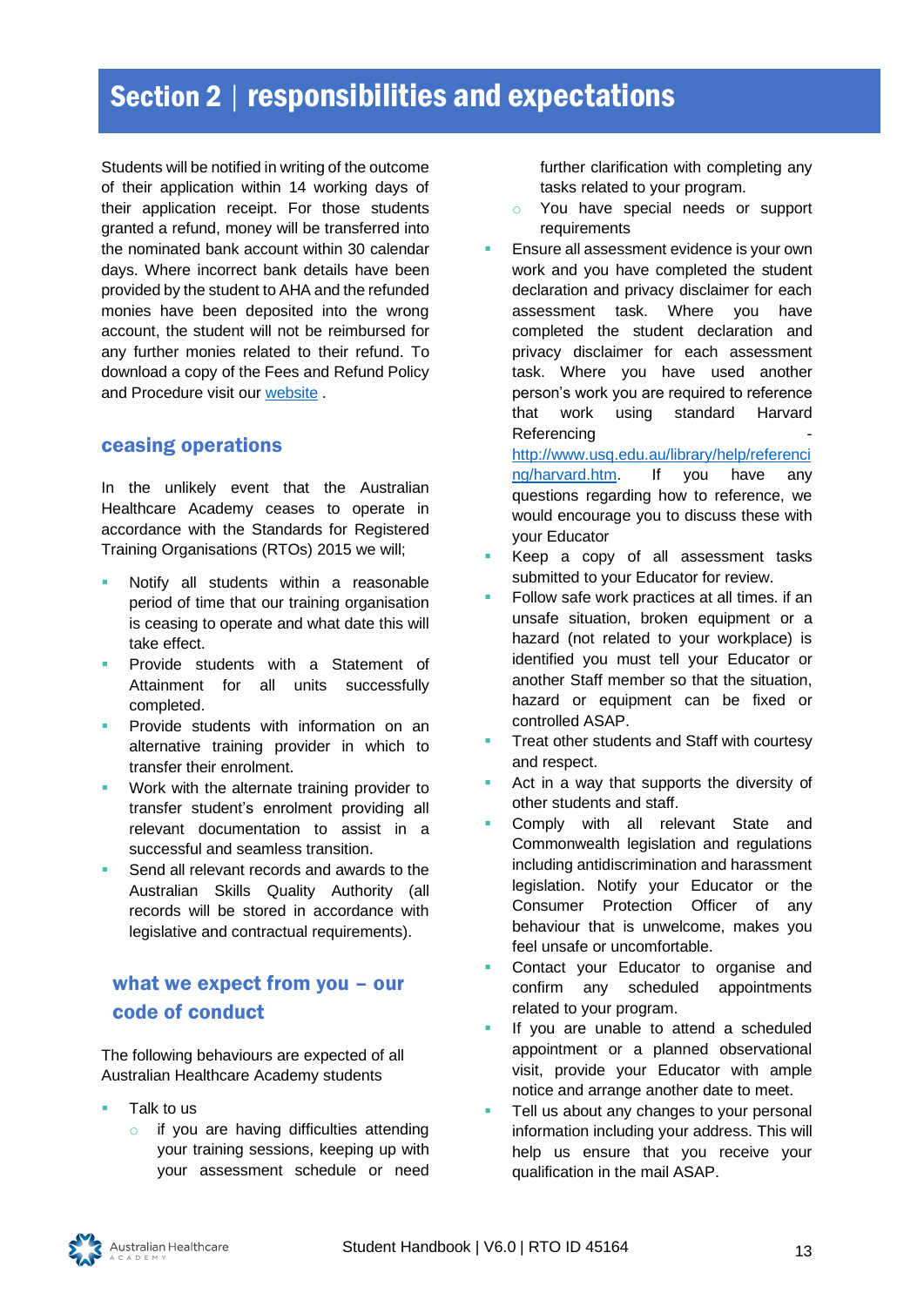# Section 2 | responsibilities and expectations

Students will be notified in writing of the outcome of their application within 14 working days of their application receipt. For those students granted a refund, money will be transferred into the nominated bank account within 30 calendar days. Where incorrect bank details have been provided by the student to AHA and the refunded monies have been deposited into the wrong account, the student will not be reimbursed for any further monies related to their refund. To download a copy of the Fees and Refund Policy and Procedure visit our [website](website) .

## ceasing operations

In the unlikely event that the Australian Healthcare Academy ceases to operate in accordance with the Standards for Registered Training Organisations (RTOs) 2015 we will;

- Notify all students within a reasonable period of time that our training organisation is ceasing to operate and what date this will take effect.
- Provide students with a Statement of Attainment for all units successfully completed.
- Provide students with information on an alternative training provider in which to transfer their enrolment.
- Work with the alternate training provider to transfer student's enrolment providing all relevant documentation to assist in a successful and seamless transition.
- Send all relevant records and awards to the Australian Skills Quality Authority (all records will be stored in accordance with legislative and contractual requirements).

## what we expect from you – our code of conduct

The following behaviours are expected of all Australian Healthcare Academy students

- Talk to us
  - if you are having difficulties attending your training sessions, keeping up with your assessment schedule or need further clarification with completing any tasks related to your program.
  - You have special needs or support requirements
- Ensure all assessment evidence is your own work and you have completed the student declaration and privacy disclaimer for each assessment task. Where you have completed the student declaration and privacy disclaimer for each assessment task. Where you have used another person's work you are required to reference that work using standard Harvard Referencing - http://www.usq.edu.au/library/help/referencing/harvard.htm. If you have any questions regarding how to reference, we would encourage you to discuss these with your Educator
- Keep a copy of all assessment tasks submitted to your Educator for review.
- Follow safe work practices at all times. if an unsafe situation, broken equipment or a hazard (not related to your workplace) is identified you must tell your Educator or another Staff member so that the situation, hazard or equipment can be fixed or controlled ASAP.
- Treat other students and Staff with courtesy and respect.
- Act in a way that supports the diversity of other students and staff.
- Comply with all relevant State and Commonwealth legislation and regulations including antidiscrimination and harassment legislation. Notify your Educator or the Consumer Protection Officer of any behaviour that is unwelcome, makes you feel unsafe or uncomfortable.
- Contact your Educator to organise and confirm any scheduled appointments related to your program.
- If you are unable to attend a scheduled appointment or a planned observational visit, provide your Educator with ample notice and arrange another date to meet.
- Tell us about any changes to your personal information including your address. This will help us ensure that you receive your qualification in the mail ASAP.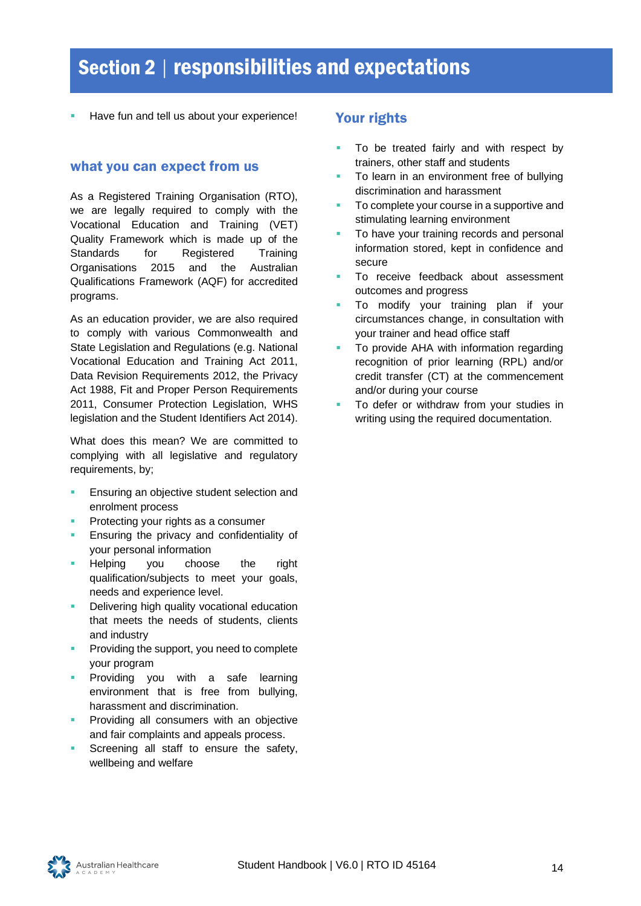# Section 2 | responsibilities and expectations

- Have fun and tell us about your experience!

## what you can expect from us

As a Registered Training Organisation (RTO), we are legally required to comply with the Vocational Education and Training (VET) Quality Framework which is made up of the Standards for Registered Training Organisations 2015 and the Australian Qualifications Framework (AQF) for accredited programs.

As an education provider, we are also required to comply with various Commonwealth and State Legislation and Regulations (e.g. National Vocational Education and Training Act 2011, Data Revision Requirements 2012, the Privacy Act 1988, Fit and Proper Person Requirements 2011, Consumer Protection Legislation, WHS legislation and the Student Identifiers Act 2014).

What does this mean? We are committed to complying with all legislative and regulatory requirements, by;

- Ensuring an objective student selection and enrolment process
- Protecting your rights as a consumer
- Ensuring the privacy and confidentiality of your personal information
- Helping you choose the right qualification/subjects to meet your goals, needs and experience level.
- Delivering high quality vocational education that meets the needs of students, clients and industry
- Providing the support, you need to complete your program
- Providing you with a safe learning environment that is free from bullying, harassment and discrimination.
- Providing all consumers with an objective and fair complaints and appeals process.
- Screening all staff to ensure the safety, wellbeing and welfare

## Your rights

- To be treated fairly and with respect by trainers, other staff and students
- To learn in an environment free of bullying discrimination and harassment
- To complete your course in a supportive and stimulating learning environment
- To have your training records and personal information stored, kept in confidence and secure
- To receive feedback about assessment outcomes and progress
- To modify your training plan if your circumstances change, in consultation with your trainer and head office staff
- To provide AHA with information regarding recognition of prior learning (RPL) and/or credit transfer (CT) at the commencement and/or during your course
- To defer or withdraw from your studies in writing using the required documentation.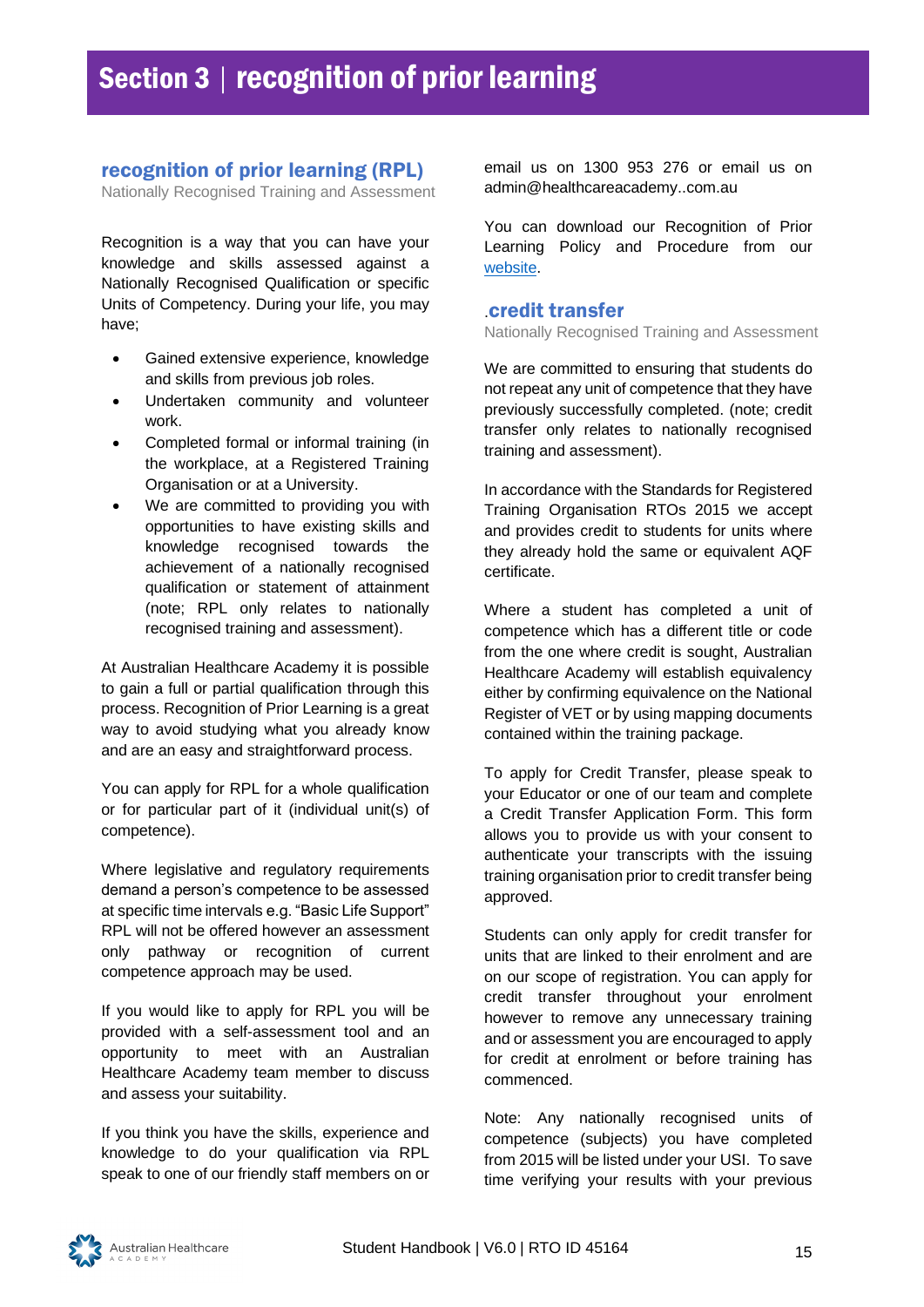# Section 3 | recognition of prior learning

## recognition of prior learning (RPL)

Nationally Recognised Training and Assessment

Recognition is a way that you can have your knowledge and skills assessed against a Nationally Recognised Qualification or specific Units of Competency. During your life, you may have;

- Gained extensive experience, knowledge and skills from previous job roles.
- Undertaken community and volunteer work.
- Completed formal or informal training (in the workplace, at a Registered Training Organisation or at a University.
- We are committed to providing you with opportunities to have existing skills and knowledge recognised towards the achievement of a nationally recognised qualification or statement of attainment (note; RPL only relates to nationally recognised training and assessment).

At Australian Healthcare Academy it is possible to gain a full or partial qualification through this process. Recognition of Prior Learning is a great way to avoid studying what you already know and are an easy and straightforward process.

You can apply for RPL for a whole qualification or for particular part of it (individual unit(s) of competence).

Where legislative and regulatory requirements demand a person's competence to be assessed at specific time intervals e.g. "Basic Life Support" RPL will not be offered however an assessment only pathway or recognition of current competence approach may be used.

If you would like to apply for RPL you will be provided with a self-assessment tool and an opportunity to meet with an Australian Healthcare Academy team member to discuss and assess your suitability.

If you think you have the skills, experience and knowledge to do your qualification via RPL speak to one of our friendly staff members on or email us on 1300 953 276 or email us on admin@healthcareacademy..com.au

You can download our Recognition of Prior Learning Policy and Procedure from our website.

## .credit transfer

Nationally Recognised Training and Assessment

We are committed to ensuring that students do not repeat any unit of competence that they have previously successfully completed. (note; credit transfer only relates to nationally recognised training and assessment).

In accordance with the Standards for Registered Training Organisation RTOs 2015 we accept and provides credit to students for units where they already hold the same or equivalent AQF certificate.

Where a student has completed a unit of competence which has a different title or code from the one where credit is sought, Australian Healthcare Academy will establish equivalency either by confirming equivalence on the National Register of VET or by using mapping documents contained within the training package.

To apply for Credit Transfer, please speak to your Educator or one of our team and complete a Credit Transfer Application Form. This form allows you to provide us with your consent to authenticate your transcripts with the issuing training organisation prior to credit transfer being approved.

Students can only apply for credit transfer for units that are linked to their enrolment and are on our scope of registration. You can apply for credit transfer throughout your enrolment however to remove any unnecessary training and or assessment you are encouraged to apply for credit at enrolment or before training has commenced.

Note: Any nationally recognised units of competence (subjects) you have completed from 2015 will be listed under your USI. To save time verifying your results with your previous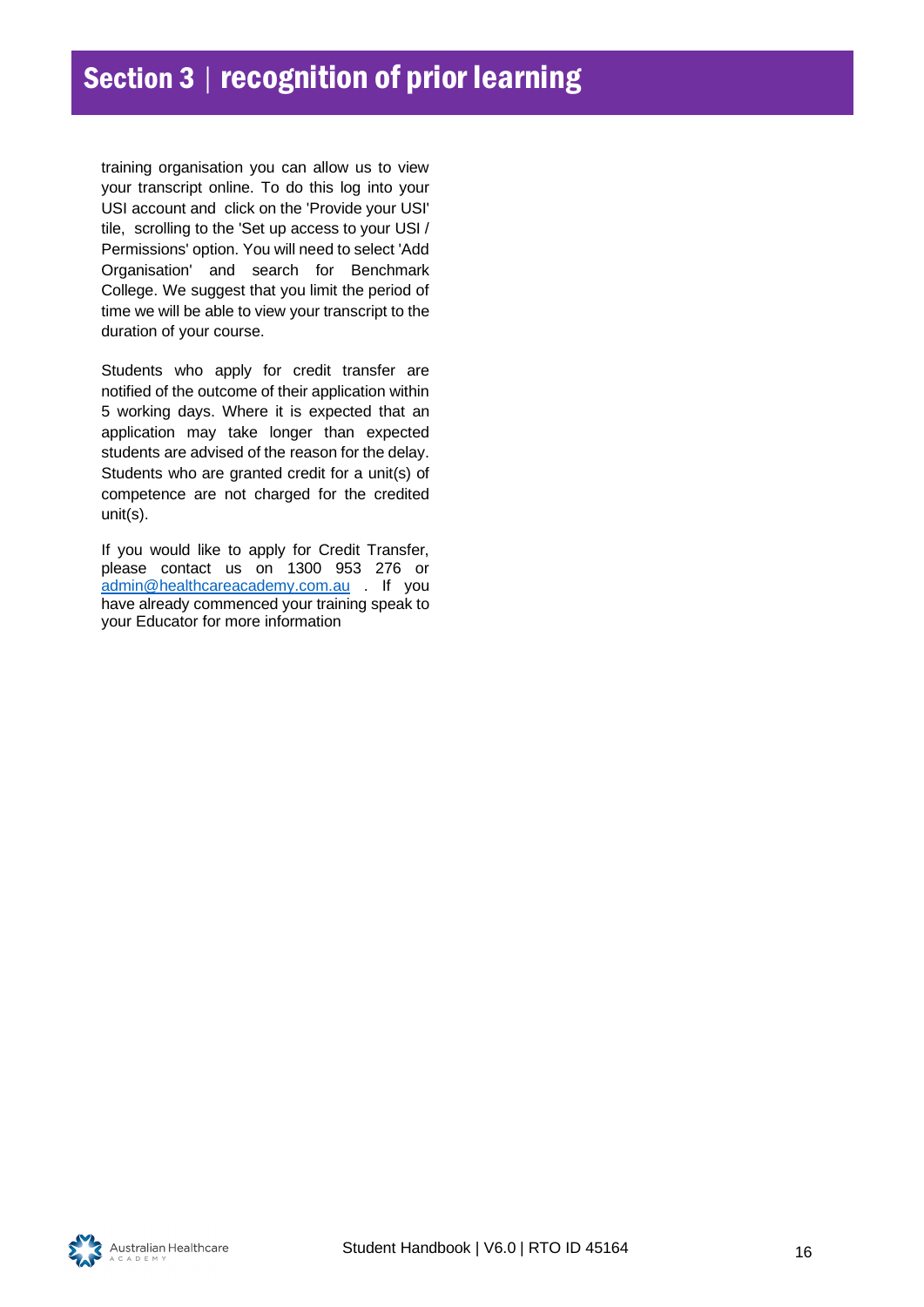# Section 3 | recognition of prior learning

training organisation you can allow us to view your transcript online. To do this log into your USI account and click on the 'Provide your USI' tile, scrolling to the 'Set up access to your USI / Permissions' option. You will need to select 'Add Organisation' and search for Benchmark College. We suggest that you limit the period of time we will be able to view your transcript to the duration of your course.

Students who apply for credit transfer are notified of the outcome of their application within 5 working days. Where it is expected that an application may take longer than expected students are advised of the reason for the delay. Students who are granted credit for a unit(s) of competence are not charged for the credited unit(s).

If you would like to apply for Credit Transfer, please contact us on 1300 953 276 or admin@healthcareacademy.com.au . If you have already commenced your training speak to your Educator for more information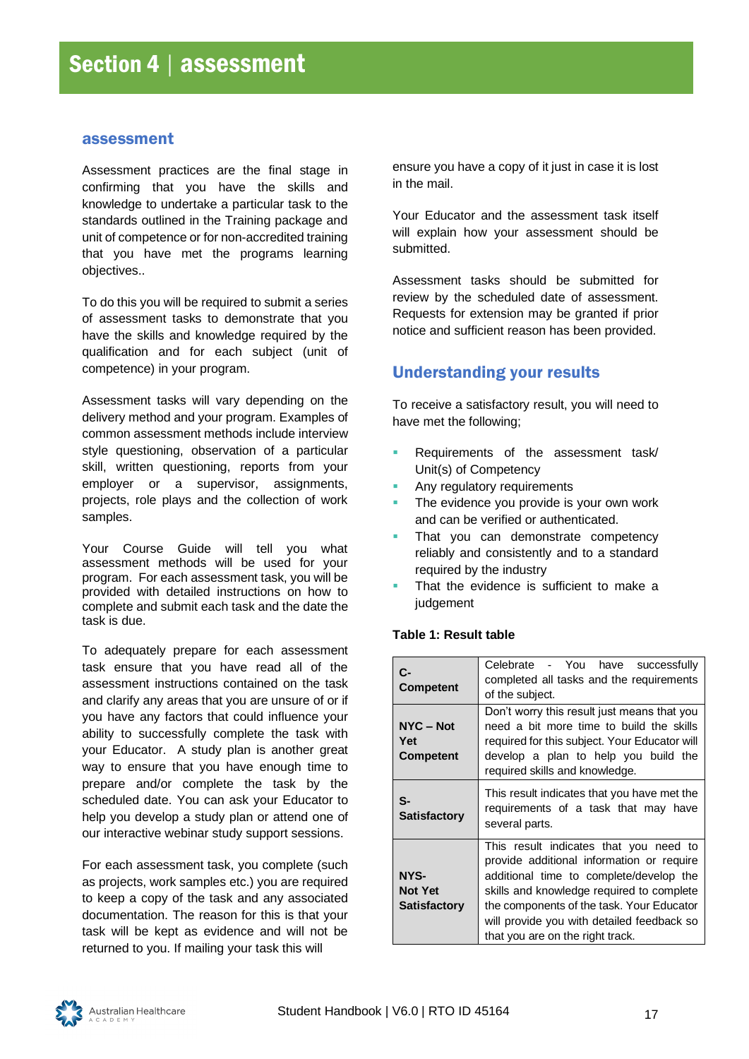# Section 4 | assessment

## assessment

Assessment practices are the final stage in confirming that you have the skills and knowledge to undertake a particular task to the standards outlined in the Training package and unit of competence or for non-accredited training that you have met the programs learning objectives..

To do this you will be required to submit a series of assessment tasks to demonstrate that you have the skills and knowledge required by the qualification and for each subject (unit of competence) in your program.

Assessment tasks will vary depending on the delivery method and your program. Examples of common assessment methods include interview style questioning, observation of a particular skill, written questioning, reports from your employer or a supervisor, assignments, projects, role plays and the collection of work samples.

Your Course Guide will tell you what assessment methods will be used for your program. For each assessment task, you will be provided with detailed instructions on how to complete and submit each task and the date the task is due.

To adequately prepare for each assessment task ensure that you have read all of the assessment instructions contained on the task and clarify any areas that you are unsure of or if you have any factors that could influence your ability to successfully complete the task with your Educator. A study plan is another great way to ensure that you have enough time to prepare and/or complete the task by the scheduled date. You can ask your Educator to help you develop a study plan or attend one of our interactive webinar study support sessions.

For each assessment task, you complete (such as projects, work samples etc.) you are required to keep a copy of the task and any associated documentation. The reason for this is that your task will be kept as evidence and will not be returned to you. If mailing your task this will ensure you have a copy of it just in case it is lost in the mail.

Your Educator and the assessment task itself will explain how your assessment should be submitted.

Assessment tasks should be submitted for review by the scheduled date of assessment. Requests for extension may be granted if prior notice and sufficient reason has been provided.

## Understanding your results

To receive a satisfactory result, you will need to have met the following;

- Requirements of the assessment task/ Unit(s) of Competency
- Any regulatory requirements
- The evidence you provide is your own work and can be verified or authenticated.
- That you can demonstrate competency reliably and consistently and to a standard required by the industry
- That the evidence is sufficient to make a judgement

**Table 1: Result table**

| | |
|---|---|
| **C- Competent** | Celebrate - You have successfully completed all tasks and the requirements of the subject. |
| **NYC – Not Yet Competent** | Don't worry this result just means that you need a bit more time to build the skills required for this subject. Your Educator will develop a plan to help you build the required skills and knowledge. |
| **S- Satisfactory** | This result indicates that you have met the requirements of a task that may have several parts. |
| **NYS- Not Yet Satisfactory** | This result indicates that you need to provide additional information or require additional time to complete/develop the skills and knowledge required to complete the components of the task. Your Educator will provide you with detailed feedback so that you are on the right track. |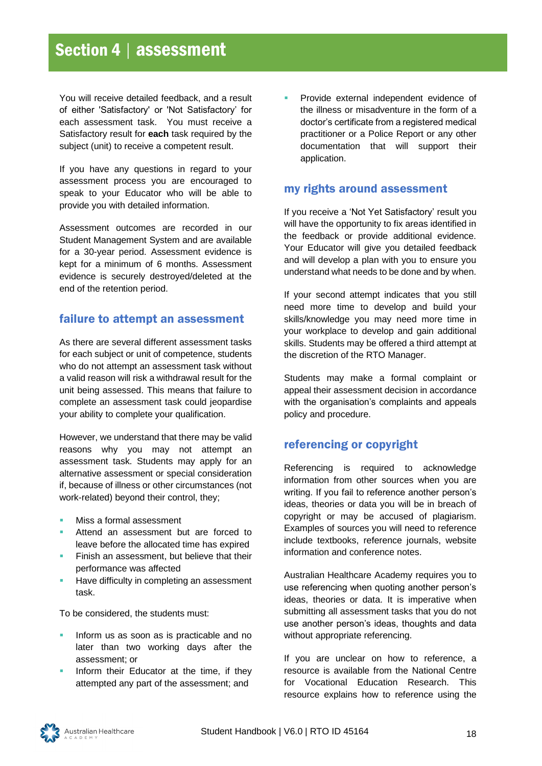# Section 4 | assessment

You will receive detailed feedback, and a result of either 'Satisfactory' or 'Not Satisfactory' for each assessment task. You must receive a Satisfactory result for **each** task required by the subject (unit) to receive a competent result.

If you have any questions in regard to your assessment process you are encouraged to speak to your Educator who will be able to provide you with detailed information.

Assessment outcomes are recorded in our Student Management System and are available for a 30-year period. Assessment evidence is kept for a minimum of 6 months. Assessment evidence is securely destroyed/deleted at the end of the retention period.

## failure to attempt an assessment

As there are several different assessment tasks for each subject or unit of competence, students who do not attempt an assessment task without a valid reason will risk a withdrawal result for the unit being assessed. This means that failure to complete an assessment task could jeopardise your ability to complete your qualification.

However, we understand that there may be valid reasons why you may not attempt an assessment task. Students may apply for an alternative assessment or special consideration if, because of illness or other circumstances (not work-related) beyond their control, they;

- Miss a formal assessment
- Attend an assessment but are forced to leave before the allocated time has expired
- Finish an assessment, but believe that their performance was affected
- Have difficulty in completing an assessment task.

To be considered, the students must:

- Inform us as soon as is practicable and no later than two working days after the assessment; or
- Inform their Educator at the time, if they attempted any part of the assessment; and
- Provide external independent evidence of the illness or misadventure in the form of a doctor's certificate from a registered medical practitioner or a Police Report or any other documentation that will support their application.

## my rights around assessment

If you receive a 'Not Yet Satisfactory' result you will have the opportunity to fix areas identified in the feedback or provide additional evidence. Your Educator will give you detailed feedback and will develop a plan with you to ensure you understand what needs to be done and by when.

If your second attempt indicates that you still need more time to develop and build your skills/knowledge you may need more time in your workplace to develop and gain additional skills. Students may be offered a third attempt at the discretion of the RTO Manager.

Students may make a formal complaint or appeal their assessment decision in accordance with the organisation's complaints and appeals policy and procedure.

## referencing or copyright

Referencing is required to acknowledge information from other sources when you are writing. If you fail to reference another person's ideas, theories or data you will be in breach of copyright or may be accused of plagiarism. Examples of sources you will need to reference include textbooks, reference journals, website information and conference notes.

Australian Healthcare Academy requires you to use referencing when quoting another person's ideas, theories or data. It is imperative when submitting all assessment tasks that you do not use another person's ideas, thoughts and data without appropriate referencing.

If you are unclear on how to reference, a resource is available from the National Centre for Vocational Education Research. This resource explains how to reference using the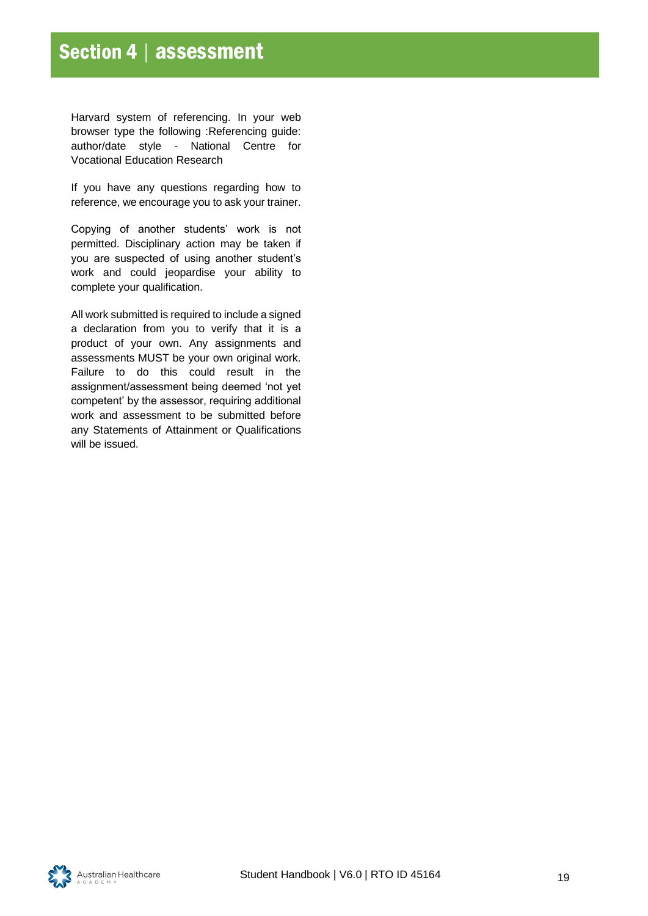# Section 4 | assessment

Harvard system of referencing. In your web browser type the following :Referencing guide: author/date style - National Centre for Vocational Education Research

If you have any questions regarding how to reference, we encourage you to ask your trainer.

Copying of another students' work is not permitted. Disciplinary action may be taken if you are suspected of using another student's work and could jeopardise your ability to complete your qualification.

All work submitted is required to include a signed a declaration from you to verify that it is a product of your own. Any assignments and assessments MUST be your own original work. Failure to do this could result in the assignment/assessment being deemed 'not yet competent' by the assessor, requiring additional work and assessment to be submitted before any Statements of Attainment or Qualifications will be issued.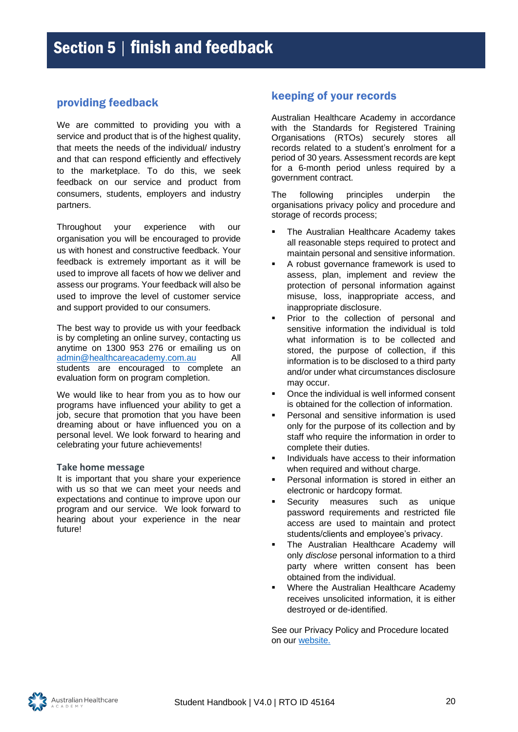# Section 5 | finish and feedback

## providing feedback

We are committed to providing you with a service and product that is of the highest quality, that meets the needs of the individual/ industry and that can respond efficiently and effectively to the marketplace. To do this, we seek feedback on our service and product from consumers, students, employers and industry partners.

Throughout your experience with our organisation you will be encouraged to provide us with honest and constructive feedback. Your feedback is extremely important as it will be used to improve all facets of how we deliver and assess our programs. Your feedback will also be used to improve the level of customer service and support provided to our consumers.

The best way to provide us with your feedback is by completing an online survey, contacting us anytime on 1300 953 276 or emailing us on admin@healthcareacademy.com.au All students are encouraged to complete an evaluation form on program completion.

We would like to hear from you as to how our programs have influenced your ability to get a job, secure that promotion that you have been dreaming about or have influenced you on a personal level. We look forward to hearing and celebrating your future achievements!

### Take home message

It is important that you share your experience with us so that we can meet your needs and expectations and continue to improve upon our program and our service. We look forward to hearing about your experience in the near future!

## keeping of your records

Australian Healthcare Academy in accordance with the Standards for Registered Training Organisations (RTOs) securely stores all records related to a student's enrolment for a period of 30 years. Assessment records are kept for a 6-month period unless required by a government contract.

The following principles underpin the organisations privacy policy and procedure and storage of records process;

- The Australian Healthcare Academy takes all reasonable steps required to protect and maintain personal and sensitive information.
- A robust governance framework is used to assess, plan, implement and review the protection of personal information against misuse, loss, inappropriate access, and inappropriate disclosure.
- Prior to the collection of personal and sensitive information the individual is told what information is to be collected and stored, the purpose of collection, if this information is to be disclosed to a third party and/or under what circumstances disclosure may occur.
- Once the individual is well informed consent is obtained for the collection of information.
- Personal and sensitive information is used only for the purpose of its collection and by staff who require the information in order to complete their duties.
- Individuals have access to their information when required and without charge.
- Personal information is stored in either an electronic or hardcopy format.
- Security measures such as unique password requirements and restricted file access are used to maintain and protect students/clients and employee's privacy.
- The Australian Healthcare Academy will only *disclose* personal information to a third party where written consent has been obtained from the individual.
- Where the Australian Healthcare Academy receives unsolicited information, it is either destroyed or de-identified.

See our Privacy Policy and Procedure located on our website.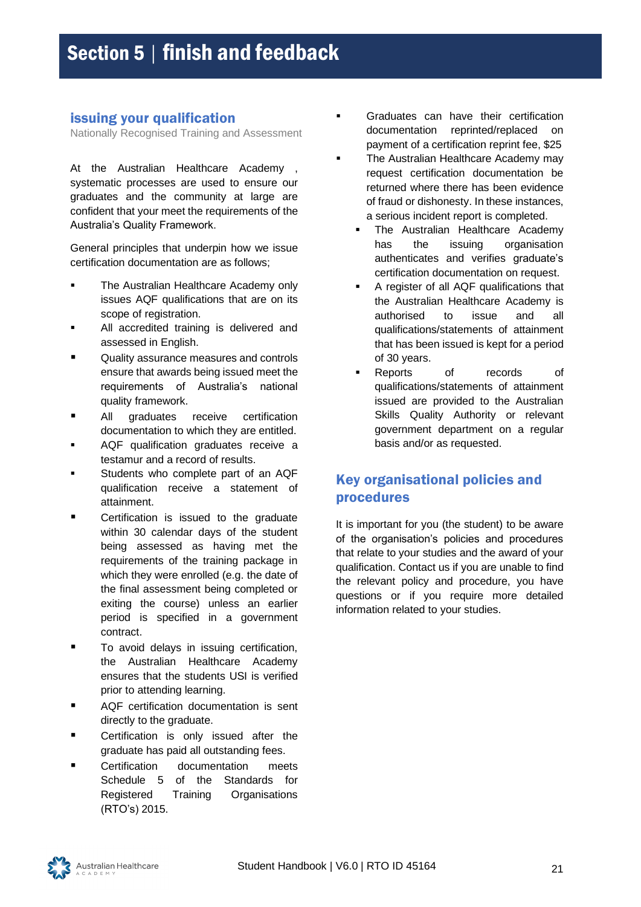# Section 5 | finish and feedback

## issuing your qualification

Nationally Recognised Training and Assessment

At the Australian Healthcare Academy , systematic processes are used to ensure our graduates and the community at large are confident that your meet the requirements of the Australia's Quality Framework.

General principles that underpin how we issue certification documentation are as follows;

- The Australian Healthcare Academy only issues AQF qualifications that are on its scope of registration.
- All accredited training is delivered and assessed in English.
- Quality assurance measures and controls ensure that awards being issued meet the requirements of Australia's national quality framework.
- All graduates receive certification documentation to which they are entitled.
- AQF qualification graduates receive a testamur and a record of results.
- Students who complete part of an AQF qualification receive a statement of attainment.
- Certification is issued to the graduate within 30 calendar days of the student being assessed as having met the requirements of the training package in which they were enrolled (e.g. the date of the final assessment being completed or exiting the course) unless an earlier period is specified in a government contract.
- To avoid delays in issuing certification, the Australian Healthcare Academy ensures that the students USI is verified prior to attending learning.
- AQF certification documentation is sent directly to the graduate.
- Certification is only issued after the graduate has paid all outstanding fees.
- Certification documentation meets Schedule 5 of the Standards for Registered Training Organisations (RTO's) 2015.
- Graduates can have their certification documentation reprinted/replaced on payment of a certification reprint fee, $25
- The Australian Healthcare Academy may request certification documentation be returned where there has been evidence of fraud or dishonesty. In these instances, a serious incident report is completed.
- The Australian Healthcare Academy has the issuing organisation authenticates and verifies graduate's certification documentation on request.
- A register of all AQF qualifications that the Australian Healthcare Academy is authorised to issue and all qualifications/statements of attainment that has been issued is kept for a period of 30 years.
- Reports of records of qualifications/statements of attainment issued are provided to the Australian Skills Quality Authority or relevant government department on a regular basis and/or as requested.

## Key organisational policies and procedures

It is important for you (the student) to be aware of the organisation's policies and procedures that relate to your studies and the award of your qualification. Contact us if you are unable to find the relevant policy and procedure, you have questions or if you require more detailed information related to your studies.